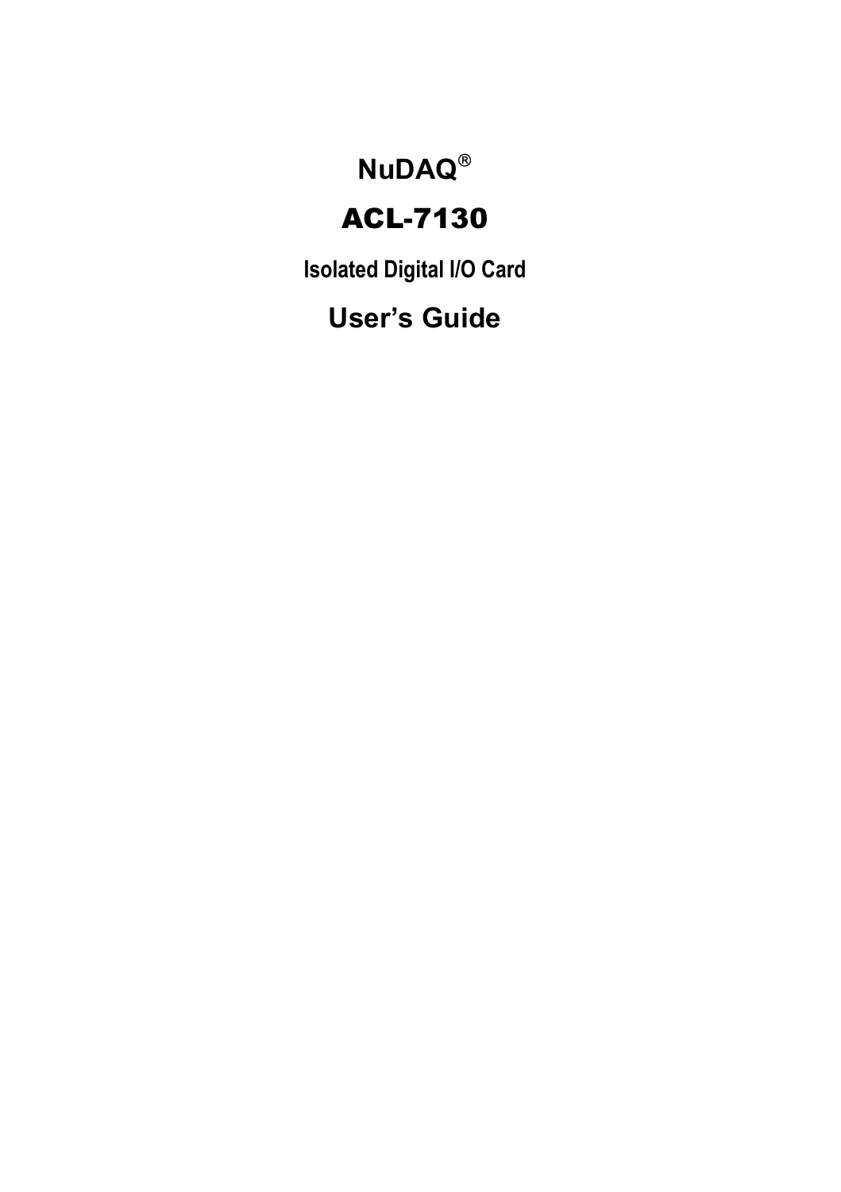# NuDAQ®

# ACL-7130

**Isolated Digital I/O Card**

# User's Guide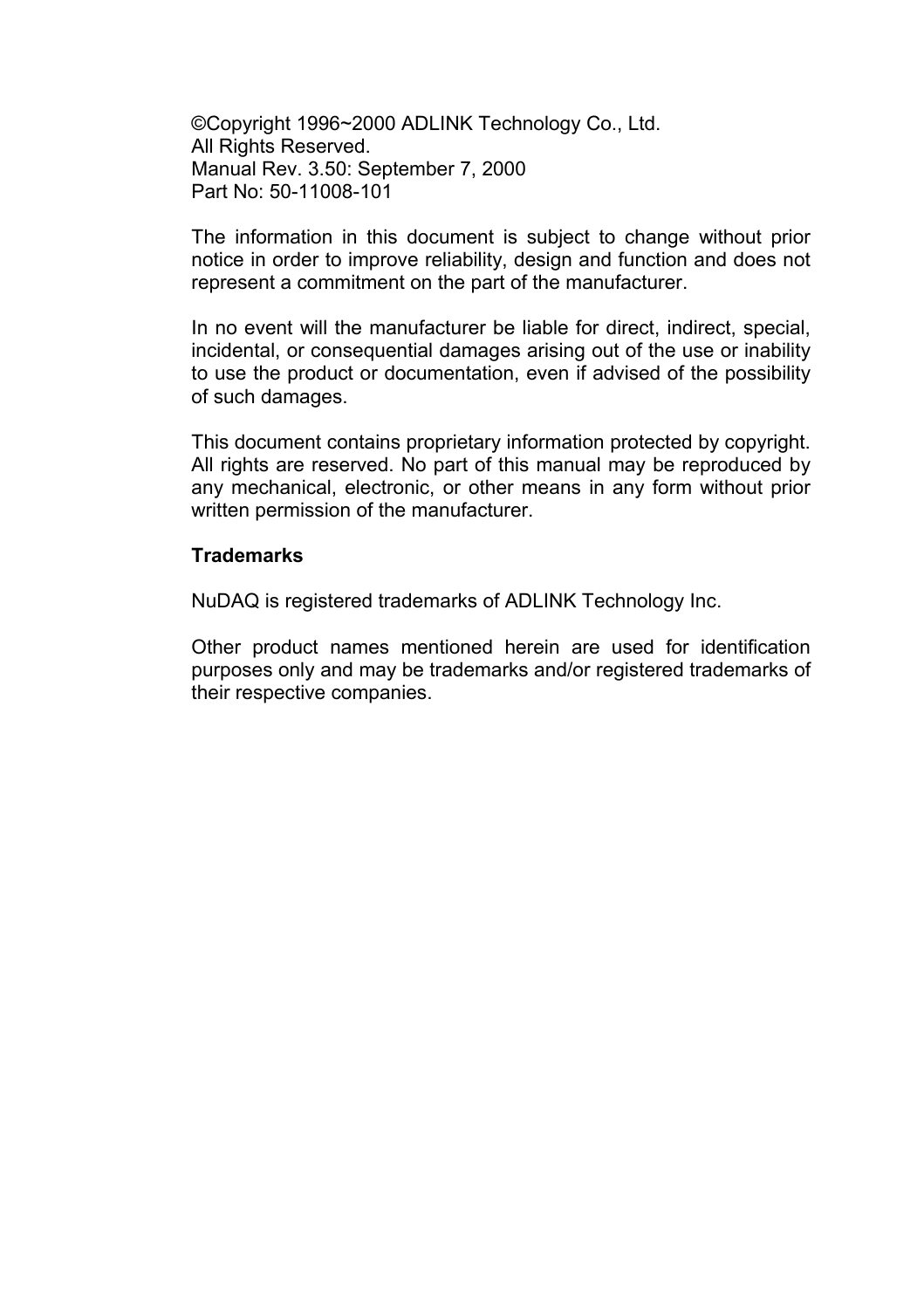©Copyright 1996~2000 ADLINK Technology Co., Ltd.
All Rights Reserved.
Manual Rev. 3.50: September 7, 2000
Part No: 50-11008-101

The information in this document is subject to change without prior notice in order to improve reliability, design and function and does not represent a commitment on the part of the manufacturer.

In no event will the manufacturer be liable for direct, indirect, special, incidental, or consequential damages arising out of the use or inability to use the product or documentation, even if advised of the possibility of such damages.

This document contains proprietary information protected by copyright. All rights are reserved. No part of this manual may be reproduced by any mechanical, electronic, or other means in any form without prior written permission of the manufacturer.

**Trademarks**

NuDAQ is registered trademarks of ADLINK Technology Inc.

Other product names mentioned herein are used for identification purposes only and may be trademarks and/or registered trademarks of their respective companies.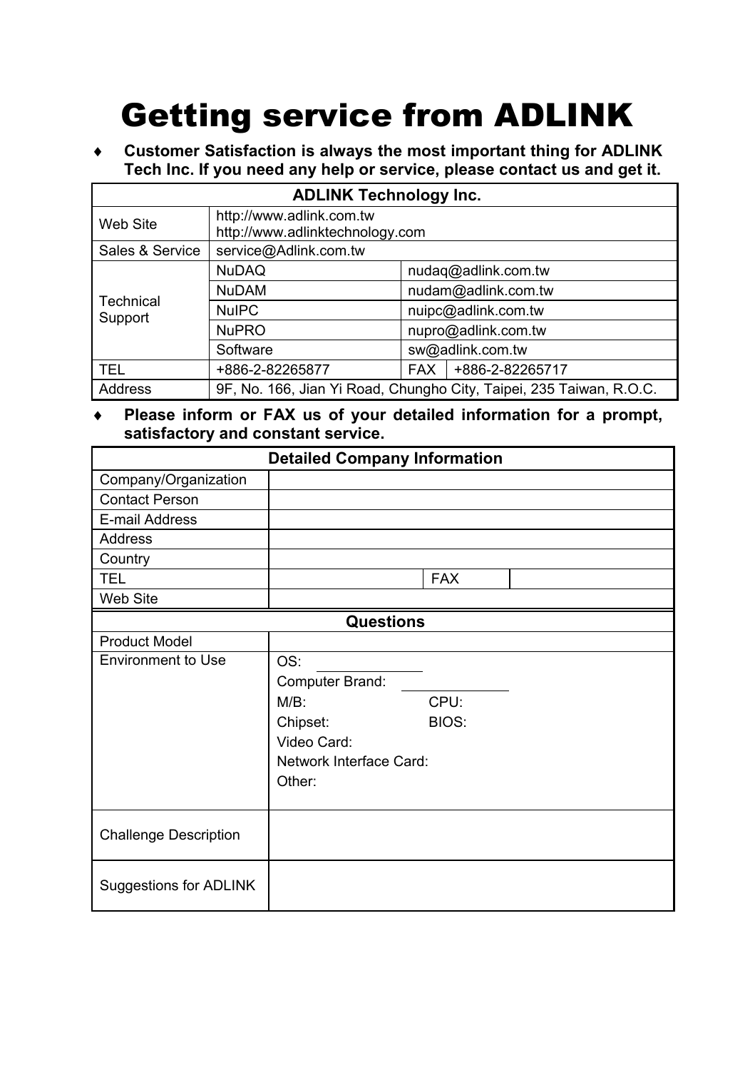# Getting service from ADLINK

- **Customer Satisfaction is always the most important thing for ADLINK Tech Inc. If you need any help or service, please contact us and get it.**

| ADLINK Technology Inc. | | | |
|---|---|---|---|
| Web Site | http://www.adlink.com.tw<br>http://www.adlinktechnology.com | | |
| Sales & Service | service@Adlink.com.tw | | |
| Technical Support | NuDAQ | nudaq@adlink.com.tw | |
| | NuDAM | nudam@adlink.com.tw | |
| | NuIPC | nuipc@adlink.com.tw | |
| | NuPRO | nupro@adlink.com.tw | |
| | Software | sw@adlink.com.tw | |
| TEL | +886-2-82265877 | FAX | +886-2-82265717 |
| Address | 9F, No. 166, Jian Yi Road, Chungho City, Taipei, 235 Taiwan, R.O.C. | | |

- **Please inform or FAX us of your detailed information for a prompt, satisfactory and constant service.**

| Detailed Company Information | | | |
|---|---|---|---|
| Company/Organization | | | |
| Contact Person | | | |
| E-mail Address | | | |
| Address | | | |
| Country | | | |
| TEL | | FAX | |
| Web Site | | | |

| Questions | |
|---|---|
| Product Model | |
| Environment to Use | OS:<br>Computer Brand:<br>M/B: CPU:<br>Chipset: BIOS:<br>Video Card:<br>Network Interface Card:<br>Other: |
| Challenge Description | |
| Suggestions for ADLINK | |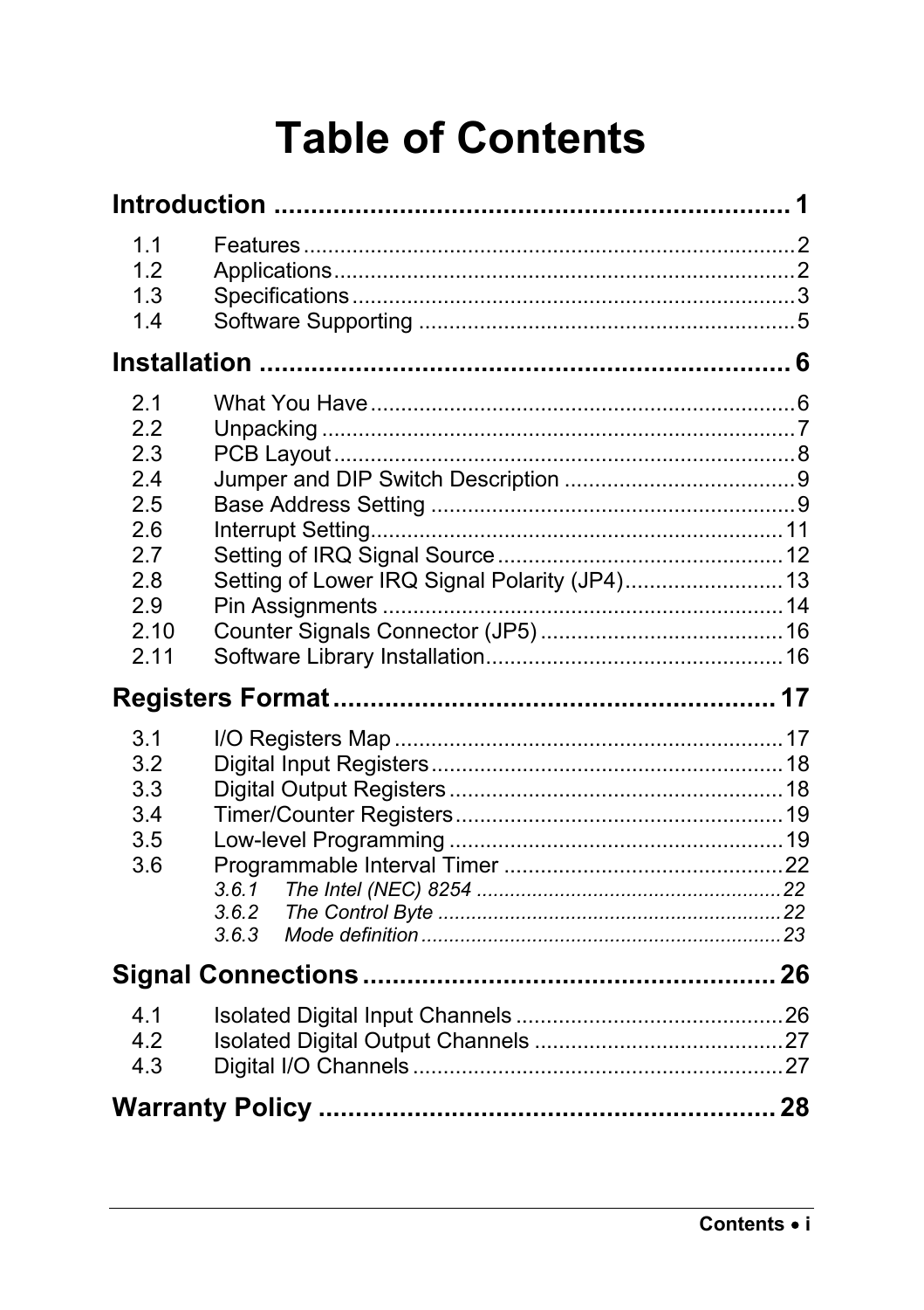# Table of Contents

**Introduction ........................................................................ 1**

- 1.1 Features ........................................................................ 2
- 1.2 Applications ........................................................................ 2
- 1.3 Specifications ........................................................................ 3
- 1.4 Software Supporting ........................................................................ 5

**Installation ........................................................................ 6**

- 2.1 What You Have ........................................................................ 6
- 2.2 Unpacking ........................................................................ 7
- 2.3 PCB Layout ........................................................................ 8
- 2.4 Jumper and DIP Switch Description ........................................................................ 9
- 2.5 Base Address Setting ........................................................................ 9
- 2.6 Interrupt Setting ........................................................................ 11
- 2.7 Setting of IRQ Signal Source ........................................................................ 12
- 2.8 Setting of Lower IRQ Signal Polarity (JP4) ........................................................................ 13
- 2.9 Pin Assignments ........................................................................ 14
- 2.10 Counter Signals Connector (JP5) ........................................................................ 16
- 2.11 Software Library Installation ........................................................................ 16

**Registers Format ........................................................................ 17**

- 3.1 I/O Registers Map ........................................................................ 17
- 3.2 Digital Input Registers ........................................................................ 18
- 3.3 Digital Output Registers ........................................................................ 18
- 3.4 Timer/Counter Registers ........................................................................ 19
- 3.5 Low-level Programming ........................................................................ 19
- 3.6 Programmable Interval Timer ........................................................................ 22
  - *3.6.1 The Intel (NEC) 8254 ........................................................................ 22*
  - *3.6.2 The Control Byte ........................................................................ 22*
  - *3.6.3 Mode definition ........................................................................ 23*

**Signal Connections ........................................................................ 26**

- 4.1 Isolated Digital Input Channels ........................................................................ 26
- 4.2 Isolated Digital Output Channels ........................................................................ 27
- 4.3 Digital I/O Channels ........................................................................ 27

**Warranty Policy ........................................................................ 28**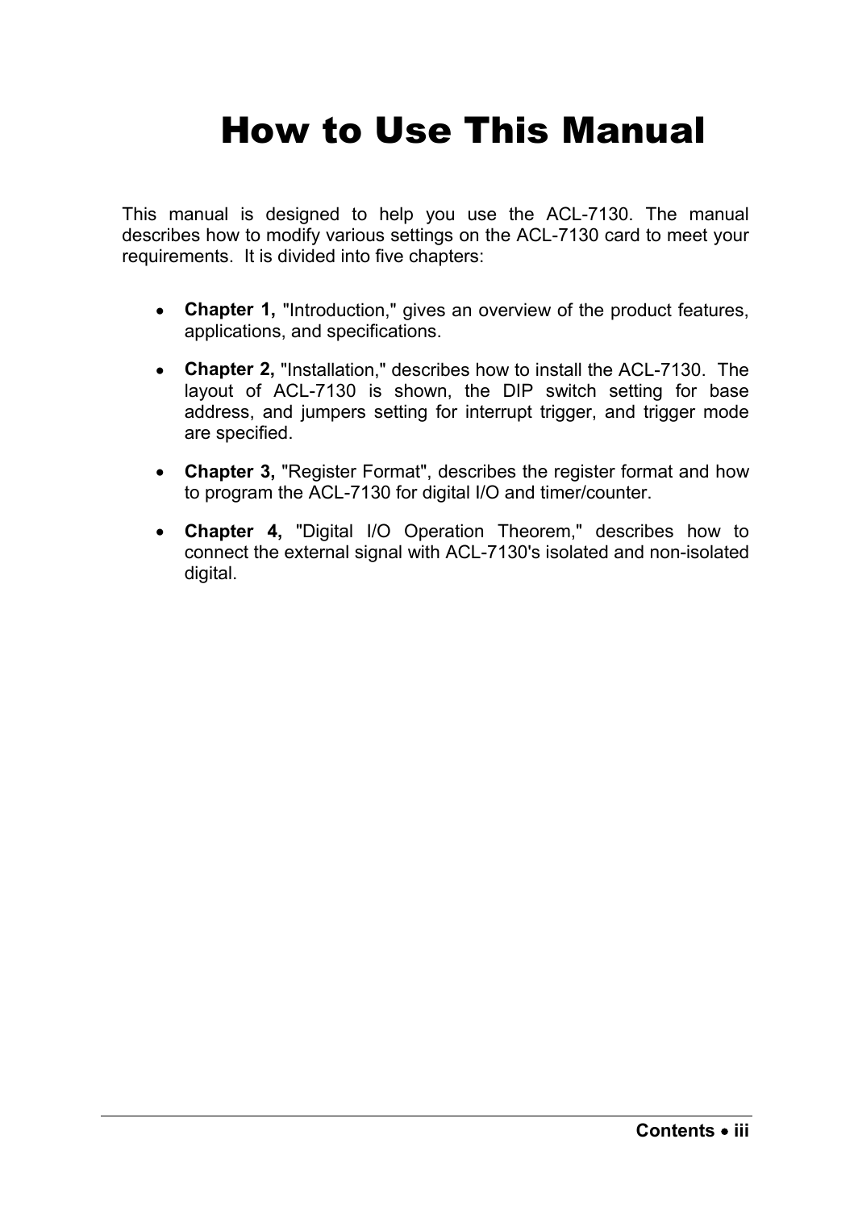# How to Use This Manual

This manual is designed to help you use the ACL-7130. The manual describes how to modify various settings on the ACL-7130 card to meet your requirements. It is divided into five chapters:

- **Chapter 1,** "Introduction," gives an overview of the product features, applications, and specifications.
- **Chapter 2,** "Installation," describes how to install the ACL-7130. The layout of ACL-7130 is shown, the DIP switch setting for base address, and jumpers setting for interrupt trigger, and trigger mode are specified.
- **Chapter 3,** "Register Format", describes the register format and how to program the ACL-7130 for digital I/O and timer/counter.
- **Chapter 4,** "Digital I/O Operation Theorem," describes how to connect the external signal with ACL-7130's isolated and non-isolated digital.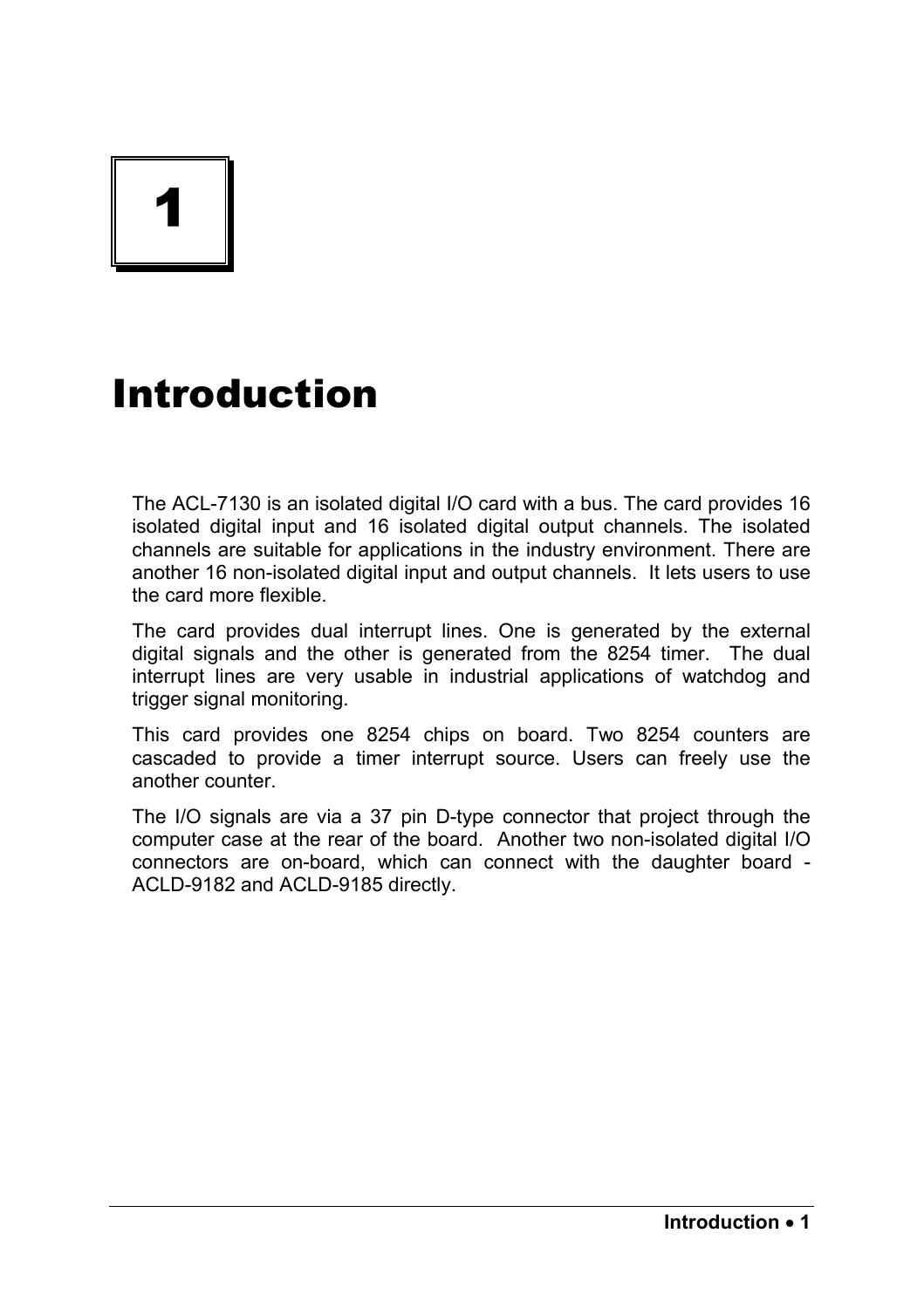# 1

# Introduction

The ACL-7130 is an isolated digital I/O card with a bus. The card provides 16 isolated digital input and 16 isolated digital output channels. The isolated channels are suitable for applications in the industry environment. There are another 16 non-isolated digital input and output channels. It lets users to use the card more flexible.

The card provides dual interrupt lines. One is generated by the external digital signals and the other is generated from the 8254 timer. The dual interrupt lines are very usable in industrial applications of watchdog and trigger signal monitoring.

This card provides one 8254 chips on board. Two 8254 counters are cascaded to provide a timer interrupt source. Users can freely use the another counter.

The I/O signals are via a 37 pin D-type connector that project through the computer case at the rear of the board. Another two non-isolated digital I/O connectors are on-board, which can connect with the daughter board - ACLD-9182 and ACLD-9185 directly.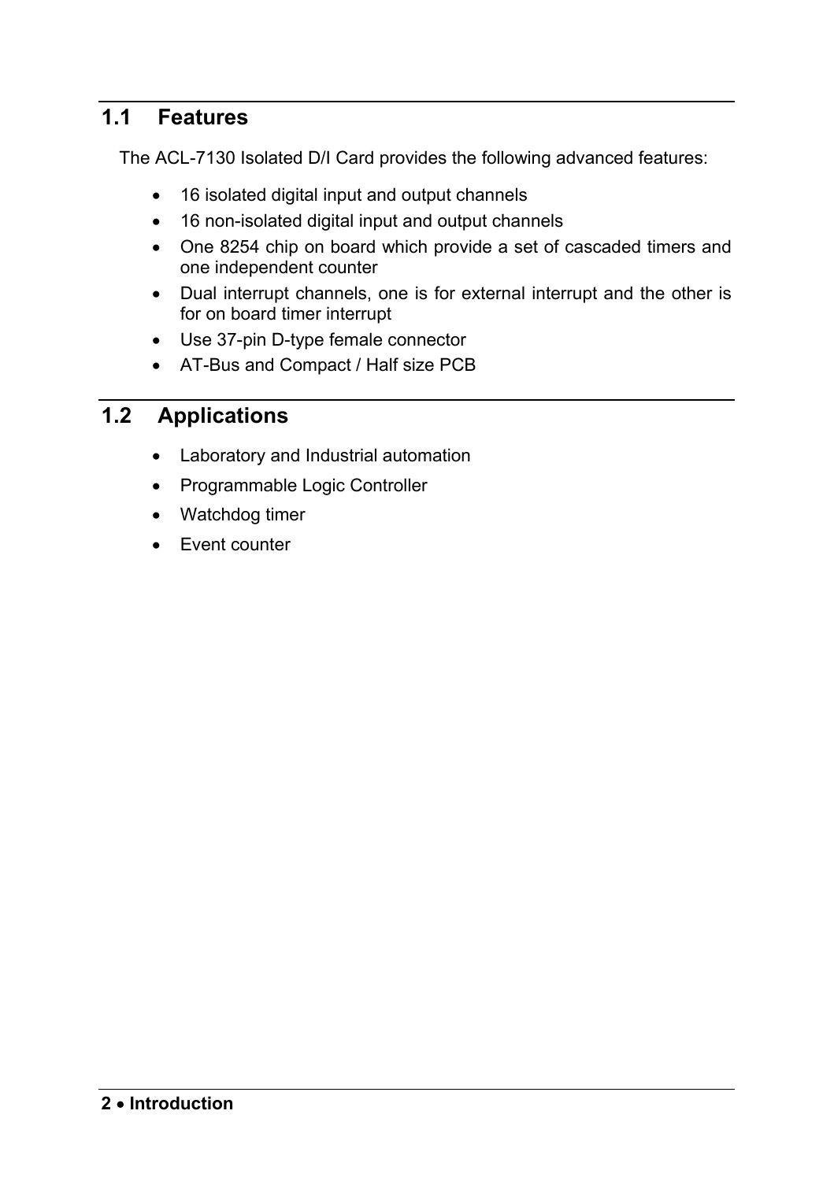## 1.1 Features

The ACL-7130 Isolated D/I Card provides the following advanced features:

- 16 isolated digital input and output channels
- 16 non-isolated digital input and output channels
- One 8254 chip on board which provide a set of cascaded timers and one independent counter
- Dual interrupt channels, one is for external interrupt and the other is for on board timer interrupt
- Use 37-pin D-type female connector
- AT-Bus and Compact / Half size PCB

## 1.2 Applications

- Laboratory and Industrial automation
- Programmable Logic Controller
- Watchdog timer
- Event counter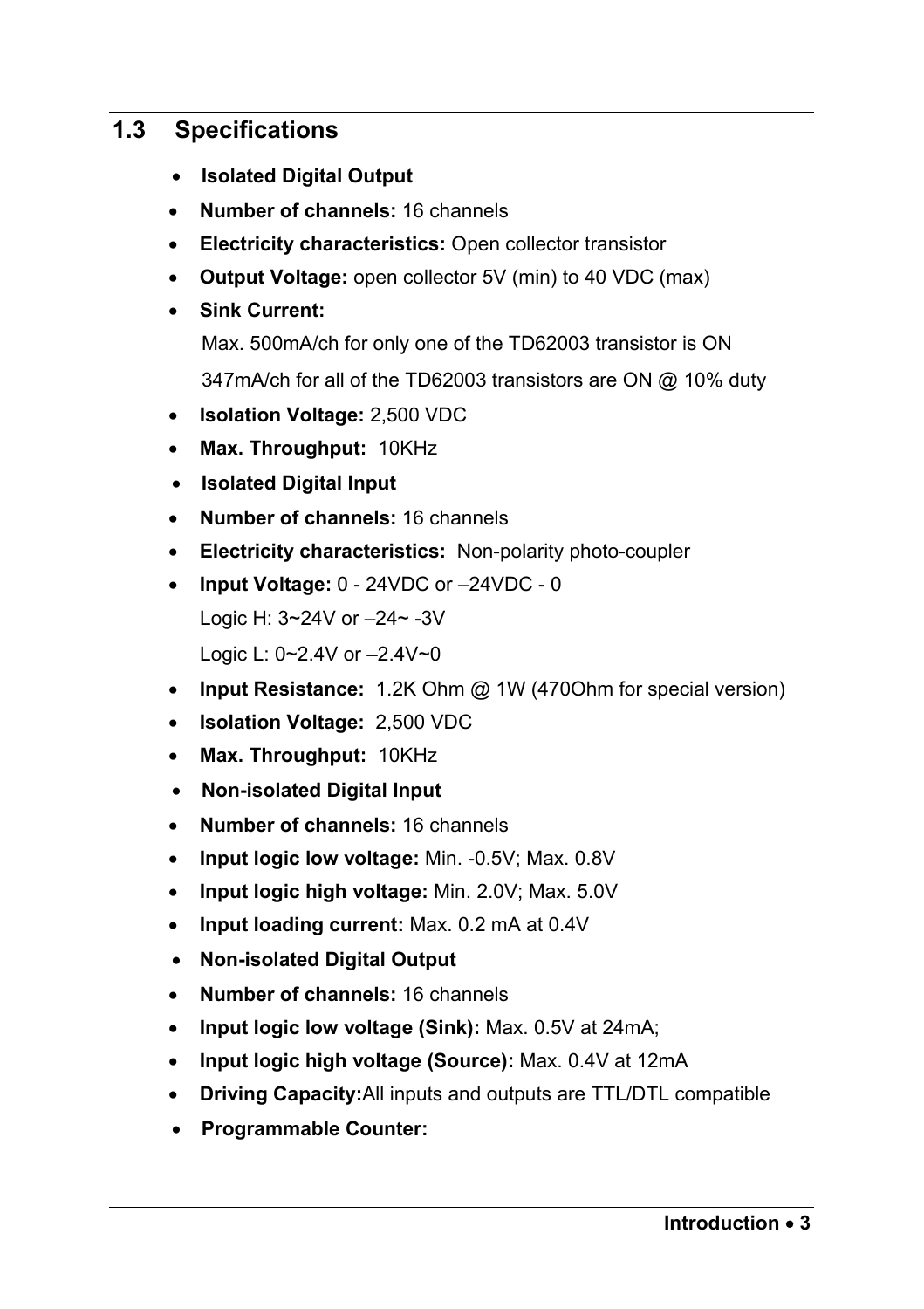## 1.3 Specifications

- **Isolated Digital Output**
- **Number of channels:** 16 channels
- **Electricity characteristics:** Open collector transistor
- **Output Voltage:** open collector 5V (min) to 40 VDC (max)
- **Sink Current:**

  Max. 500mA/ch for only one of the TD62003 transistor is ON

  347mA/ch for all of the TD62003 transistors are ON @ 10% duty
- **Isolation Voltage:** 2,500 VDC
- **Max. Throughput:** 10KHz
- **Isolated Digital Input**
- **Number of channels:** 16 channels
- **Electricity characteristics:** Non-polarity photo-coupler
- **Input Voltage:** 0 - 24VDC or –24VDC - 0

  Logic H: 3~24V or –24~ -3V

  Logic L: 0~2.4V or –2.4V~0
- **Input Resistance:** 1.2K Ohm @ 1W (470Ohm for special version)
- **Isolation Voltage:** 2,500 VDC
- **Max. Throughput:** 10KHz
- **Non-isolated Digital Input**
- **Number of channels:** 16 channels
- **Input logic low voltage:** Min. -0.5V; Max. 0.8V
- **Input logic high voltage:** Min. 2.0V; Max. 5.0V
- **Input loading current:** Max. 0.2 mA at 0.4V
- **Non-isolated Digital Output**
- **Number of channels:** 16 channels
- **Input logic low voltage (Sink):** Max. 0.5V at 24mA;
- **Input logic high voltage (Source):** Max. 0.4V at 12mA
- **Driving Capacity:**All inputs and outputs are TTL/DTL compatible
- **Programmable Counter:**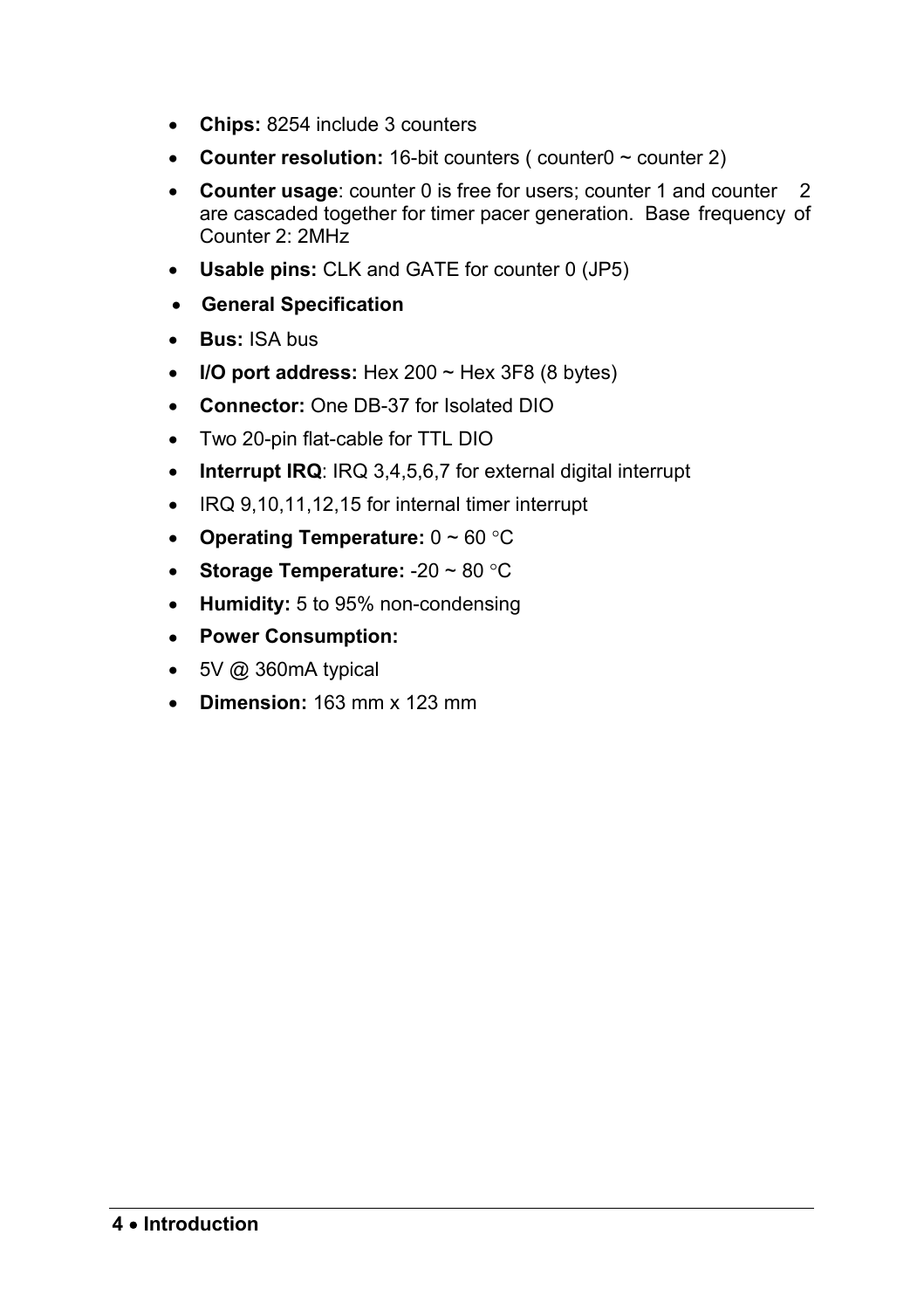- **Chips:** 8254 include 3 counters
- **Counter resolution:** 16-bit counters ( counter0 ~ counter 2)
- **Counter usage**: counter 0 is free for users; counter 1 and counter 2 are cascaded together for timer pacer generation. Base frequency of Counter 2: 2MHz
- **Usable pins:** CLK and GATE for counter 0 (JP5)
- **General Specification**
- **Bus:** ISA bus
- **I/O port address:** Hex 200 ~ Hex 3F8 (8 bytes)
- **Connector:** One DB-37 for Isolated DIO
- Two 20-pin flat-cable for TTL DIO
- **Interrupt IRQ**: IRQ 3,4,5,6,7 for external digital interrupt
- IRQ 9,10,11,12,15 for internal timer interrupt
- **Operating Temperature:** 0 ~ 60 °C
- **Storage Temperature:** -20 ~ 80 °C
- **Humidity:** 5 to 95% non-condensing
- **Power Consumption:**
- 5V @ 360mA typical
- **Dimension:** 163 mm x 123 mm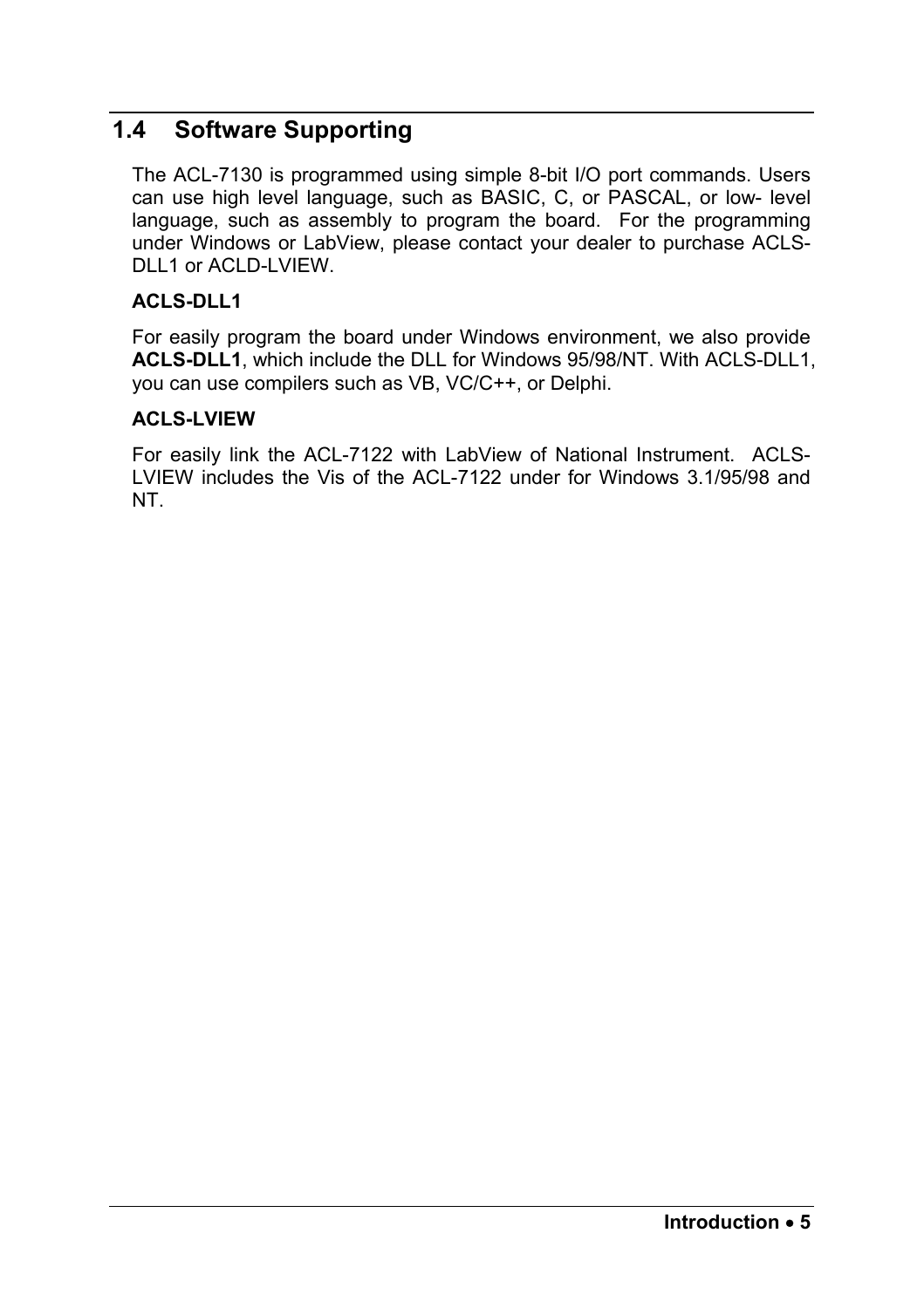## 1.4 Software Supporting

The ACL-7130 is programmed using simple 8-bit I/O port commands. Users can use high level language, such as BASIC, C, or PASCAL, or low- level language, such as assembly to program the board. For the programming under Windows or LabView, please contact your dealer to purchase ACLS-DLL1 or ACLD-LVIEW.

**ACLS-DLL1**

For easily program the board under Windows environment, we also provide **ACLS-DLL1**, which include the DLL for Windows 95/98/NT. With ACLS-DLL1, you can use compilers such as VB, VC/C++, or Delphi.

**ACLS-LVIEW**

For easily link the ACL-7122 with LabView of National Instrument. ACLS-LVIEW includes the Vis of the ACL-7122 under for Windows 3.1/95/98 and NT.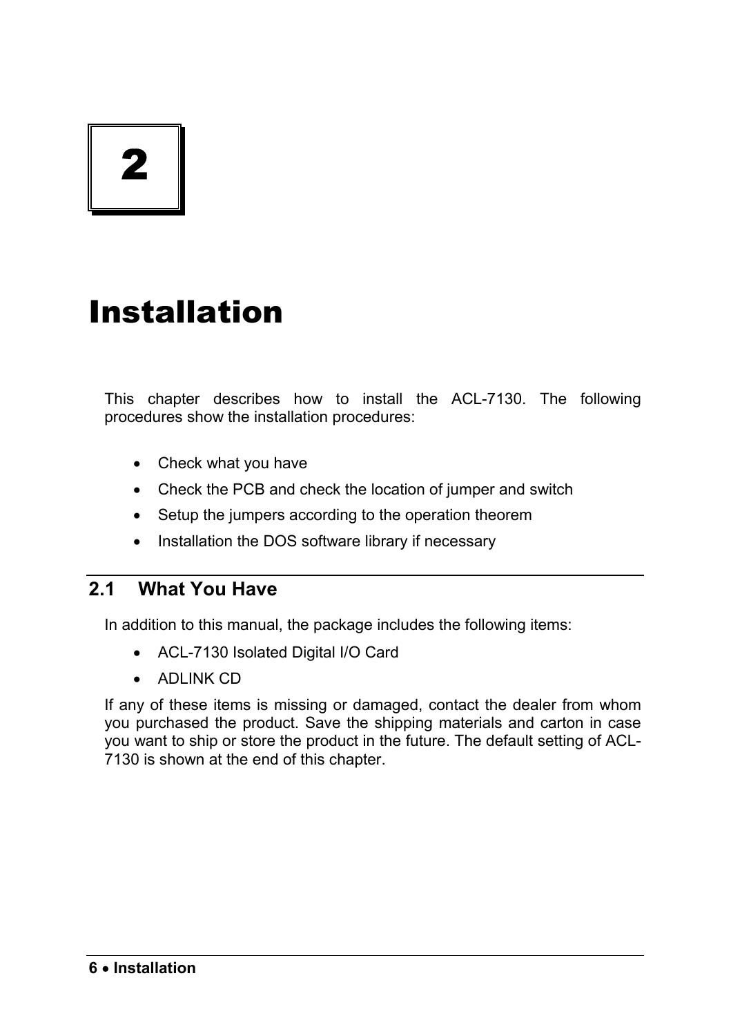# 2

# Installation

This chapter describes how to install the ACL-7130. The following procedures show the installation procedures:

- Check what you have
- Check the PCB and check the location of jumper and switch
- Setup the jumpers according to the operation theorem
- Installation the DOS software library if necessary

## 2.1 What You Have

In addition to this manual, the package includes the following items:

- ACL-7130 Isolated Digital I/O Card
- ADLINK CD

If any of these items is missing or damaged, contact the dealer from whom you purchased the product. Save the shipping materials and carton in case you want to ship or store the product in the future. The default setting of ACL-7130 is shown at the end of this chapter.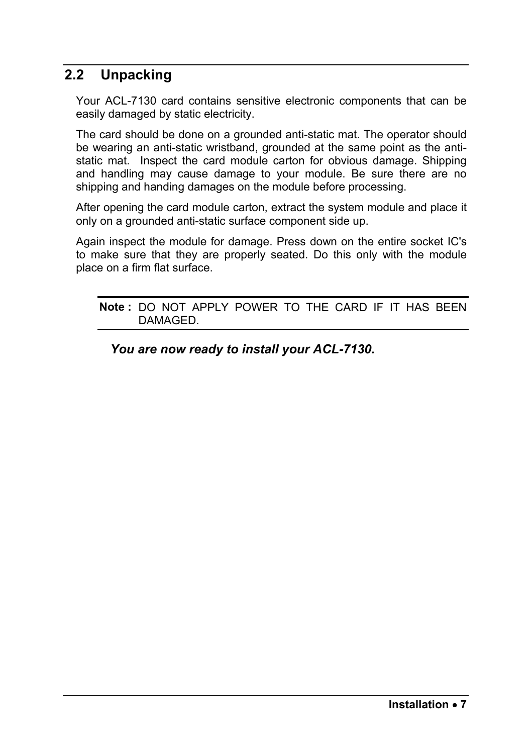## 2.2 Unpacking

Your ACL-7130 card contains sensitive electronic components that can be easily damaged by static electricity.

The card should be done on a grounded anti-static mat. The operator should be wearing an anti-static wristband, grounded at the same point as the anti-static mat. Inspect the card module carton for obvious damage. Shipping and handling may cause damage to your module. Be sure there are no shipping and handing damages on the module before processing.

After opening the card module carton, extract the system module and place it only on a grounded anti-static surface component side up.

Again inspect the module for damage. Press down on the entire socket IC's to make sure that they are properly seated. Do this only with the module place on a firm flat surface.

**Note :** DO NOT APPLY POWER TO THE CARD IF IT HAS BEEN DAMAGED.

***You are now ready to install your ACL-7130.***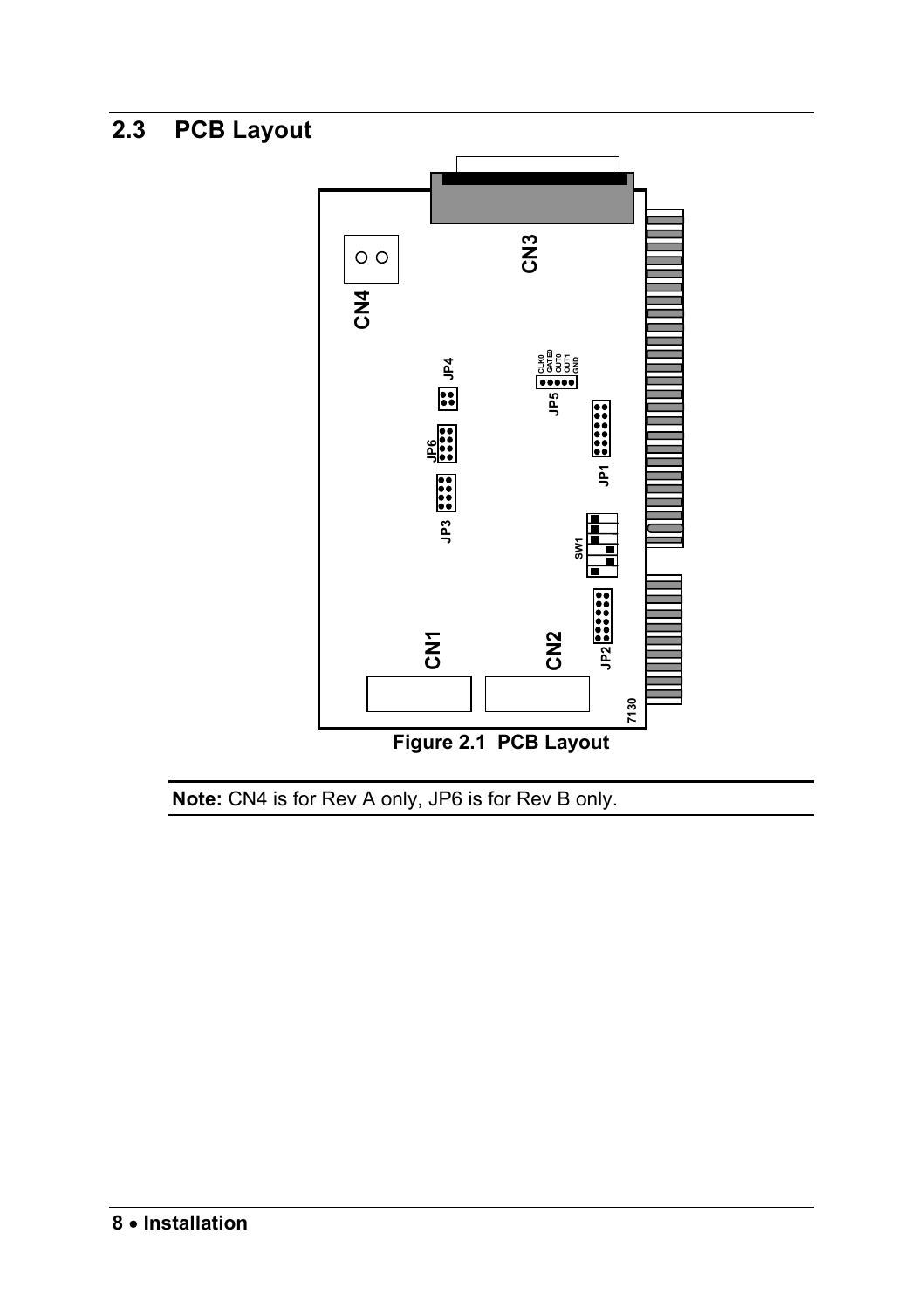## 2.3 PCB Layout

Figure 2.1 PCB Layout

**Note:** CN4 is for Rev A only, JP6 is for Rev B only.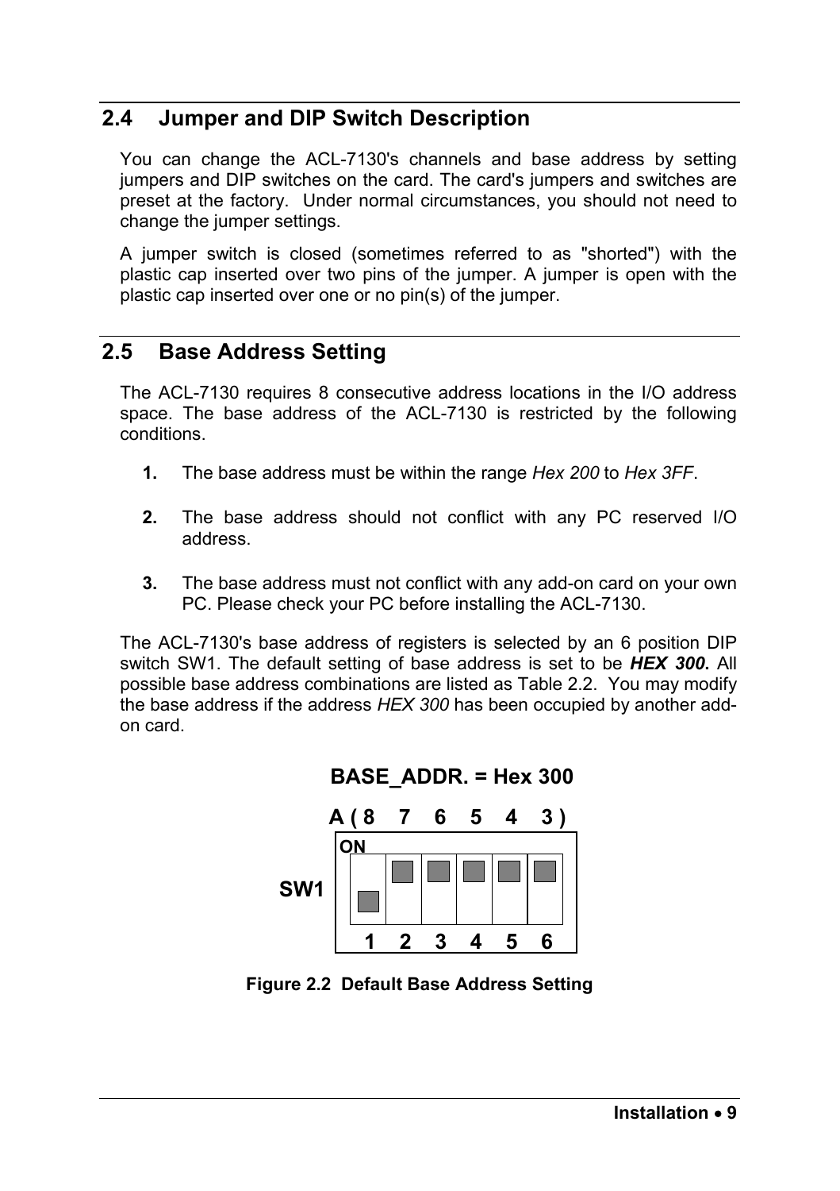## 2.4 Jumper and DIP Switch Description

You can change the ACL-7130's channels and base address by setting jumpers and DIP switches on the card. The card's jumpers and switches are preset at the factory. Under normal circumstances, you should not need to change the jumper settings.

A jumper switch is closed (sometimes referred to as "shorted") with the plastic cap inserted over two pins of the jumper. A jumper is open with the plastic cap inserted over one or no pin(s) of the jumper.

## 2.5 Base Address Setting

The ACL-7130 requires 8 consecutive address locations in the I/O address space. The base address of the ACL-7130 is restricted by the following conditions.

1. The base address must be within the range *Hex 200* to *Hex 3FF*.

2. The base address should not conflict with any PC reserved I/O address.

3. The base address must not conflict with any add-on card on your own PC. Please check your PC before installing the ACL-7130.

The ACL-7130's base address of registers is selected by an 6 position DIP switch SW1. The default setting of base address is set to be ***HEX 300.*** All possible base address combinations are listed as Table 2.2. You may modify the base address if the address *HEX 300* has been occupied by another add-on card.

**BASE_ADDR. = Hex 300**

**A ( 8 7 6 5 4 3 )**

**SW1** ON

**1 2 3 4 5 6**

**Figure 2.2 Default Base Address Setting**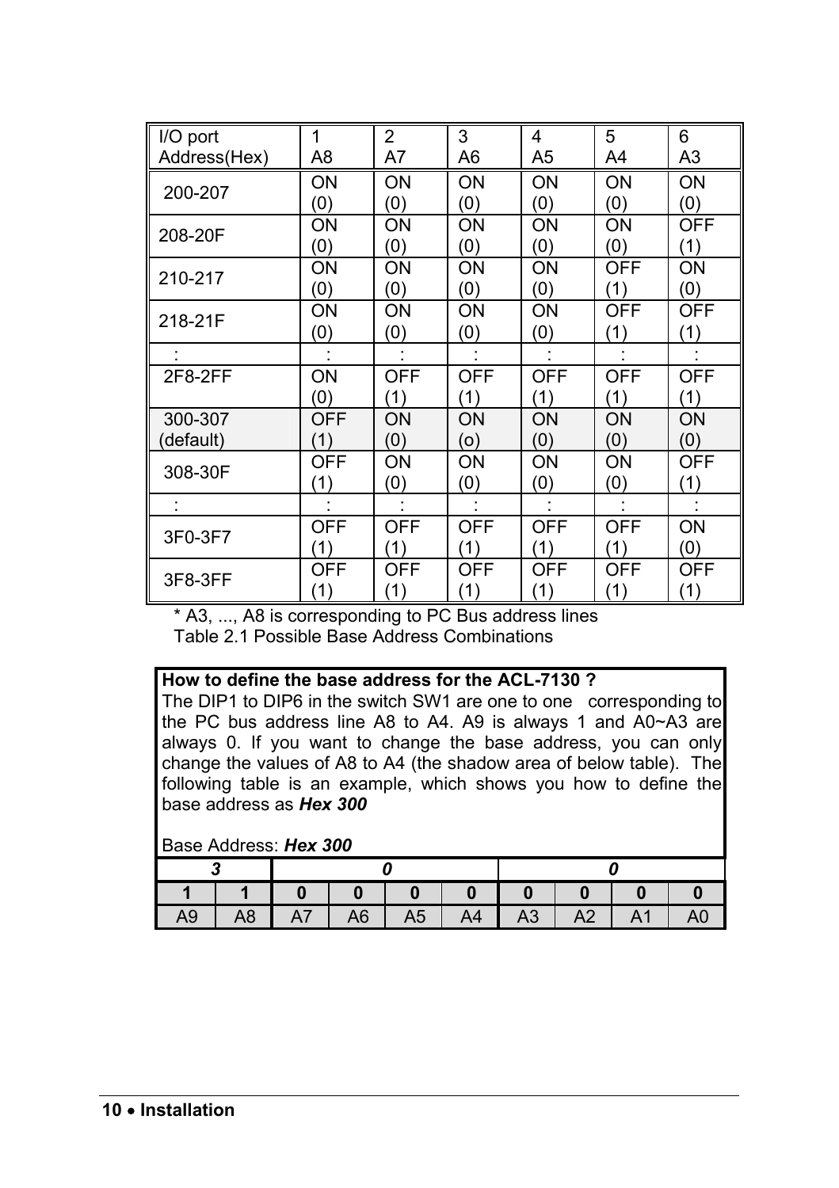| I/O port Address(Hex) | 1 A8 | 2 A7 | 3 A6 | 4 A5 | 5 A4 | 6 A3 |
|---|---|---|---|---|---|---|
| 200-207 | ON (0) | ON (0) | ON (0) | ON (0) | ON (0) | ON (0) |
| 208-20F | ON (0) | ON (0) | ON (0) | ON (0) | ON (0) | OFF (1) |
| 210-217 | ON (0) | ON (0) | ON (0) | ON (0) | OFF (1) | ON (0) |
| 218-21F | ON (0) | ON (0) | ON (0) | ON (0) | OFF (1) | OFF (1) |
| : | : | : | : | : | : | : |
| 2F8-2FF | ON (0) | OFF (1) | OFF (1) | OFF (1) | OFF (1) | OFF (1) |
| 300-307 (default) | OFF (1) | ON (0) | ON (o) | ON (0) | ON (0) | ON (0) |
| 308-30F | OFF (1) | ON (0) | ON (0) | ON (0) | ON (0) | OFF (1) |
| : | : | : | : | : | : | : |
| 3F0-3F7 | OFF (1) | OFF (1) | OFF (1) | OFF (1) | OFF (1) | ON (0) |
| 3F8-3FF | OFF (1) | OFF (1) | OFF (1) | OFF (1) | OFF (1) | OFF (1) |

* A3, ..., A8 is corresponding to PC Bus address lines

Table 2.1 Possible Base Address Combinations

**How to define the base address for the ACL-7130 ?**

The DIP1 to DIP6 in the switch SW1 are one to one corresponding to the PC bus address line A8 to A4. A9 is always 1 and A0~A3 are always 0. If you want to change the base address, you can only change the values of A8 to A4 (the shadow area of below table). The following table is an example, which shows you how to define the base address as ***Hex 300***

Base Address: ***Hex 300***

| ***3*** | | ***0*** | | | | ***0*** | | | |
|---|---|---|---|---|---|---|---|---|---|
| **1** | **1** | **0** | **0** | **0** | **0** | **0** | **0** | **0** | **0** |
| A9 | A8 | A7 | A6 | A5 | A4 | A3 | A2 | A1 | A0 |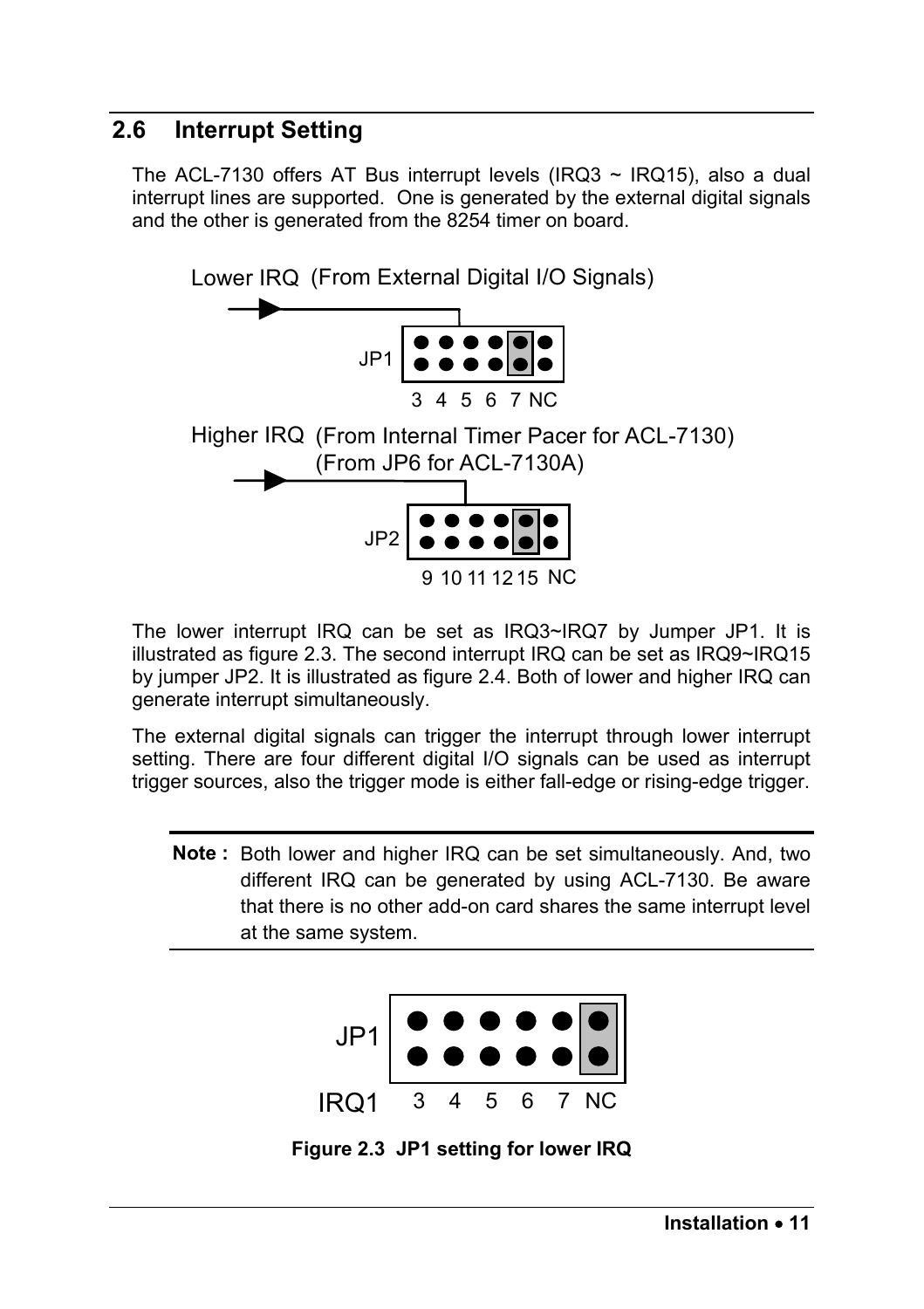## 2.6 Interrupt Setting

The ACL-7130 offers AT Bus interrupt levels (IRQ3 ~ IRQ15), also a dual interrupt lines are supported. One is generated by the external digital signals and the other is generated from the 8254 timer on board.

Lower IRQ (From External Digital I/O Signals)

JP1

3 4 5 6 7 NC

Higher IRQ (From Internal Timer Pacer for ACL-7130)
(From JP6 for ACL-7130A)

JP2

9 10 11 12 15 NC

The lower interrupt IRQ can be set as IRQ3~IRQ7 by Jumper JP1. It is illustrated as figure 2.3. The second interrupt IRQ can be set as IRQ9~IRQ15 by jumper JP2. It is illustrated as figure 2.4. Both of lower and higher IRQ can generate interrupt simultaneously.

The external digital signals can trigger the interrupt through lower interrupt setting. There are four different digital I/O signals can be used as interrupt trigger sources, also the trigger mode is either fall-edge or rising-edge trigger.

**Note :** Both lower and higher IRQ can be set simultaneously. And, two different IRQ can be generated by using ACL-7130. Be aware that there is no other add-on card shares the same interrupt level at the same system.

JP1

IRQ1 3 4 5 6 7 NC

**Figure 2.3 JP1 setting for lower IRQ**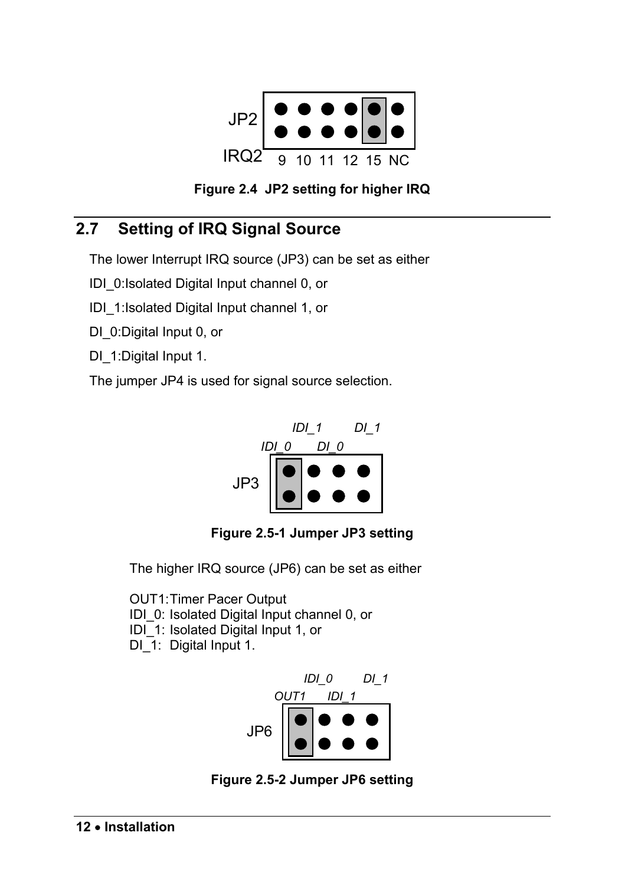JP2

IRQ2 9 10 11 12 15 NC

**Figure 2.4 JP2 setting for higher IRQ**

## 2.7 Setting of IRQ Signal Source

The lower Interrupt IRQ source (JP3) can be set as either

IDI_0:Isolated Digital Input channel 0, or

IDI_1:Isolated Digital Input channel 1, or

DI_0:Digital Input 0, or

DI_1:Digital Input 1.

The jumper JP4 is used for signal source selection.

*IDI_1* *DI_1*

*IDI_0* *DI_0*

JP3

**Figure 2.5-1 Jumper JP3 setting**

The higher IRQ source (JP6) can be set as either

OUT1:Timer Pacer Output
IDI_0: Isolated Digital Input channel 0, or
IDI_1: Isolated Digital Input 1, or
DI_1: Digital Input 1.

*IDI_0* *DI_1*

*OUT1* *IDI_1*

JP6

**Figure 2.5-2 Jumper JP6 setting**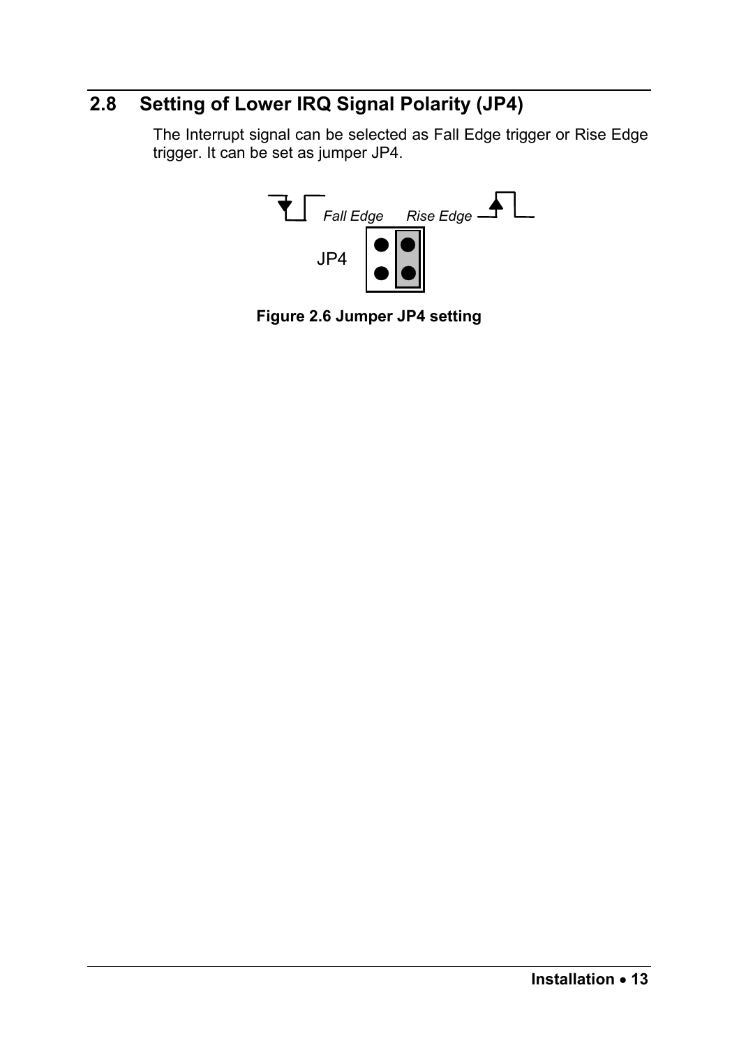## 2.8 Setting of Lower IRQ Signal Polarity (JP4)

The Interrupt signal can be selected as Fall Edge trigger or Rise Edge trigger. It can be set as jumper JP4.

*Fall Edge* *Rise Edge*

JP4

**Figure 2.6 Jumper JP4 setting**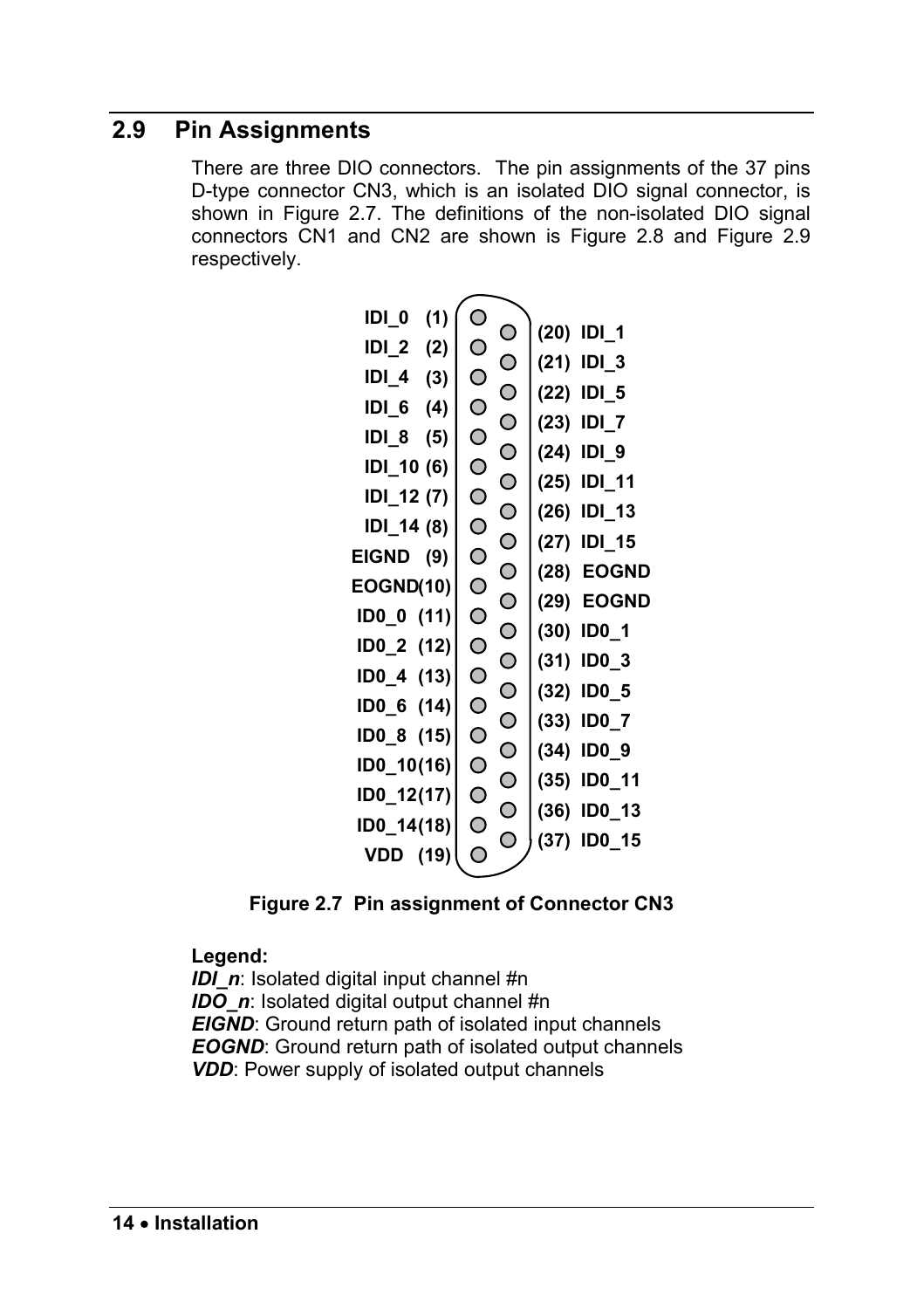## 2.9 Pin Assignments

There are three DIO connectors. The pin assignments of the 37 pins D-type connector CN3, which is an isolated DIO signal connector, is shown in Figure 2.7. The definitions of the non-isolated DIO signal connectors CN1 and CN2 are shown is Figure 2.8 and Figure 2.9 respectively.

| Pin | Signal | Pin | Signal |
|---|---|---|---|
| (1) | IDI_0 | (20) | IDI_1 |
| (2) | IDI_2 | (21) | IDI_3 |
| (3) | IDI_4 | (22) | IDI_5 |
| (4) | IDI_6 | (23) | IDI_7 |
| (5) | IDI_8 | (24) | IDI_9 |
| (6) | IDI_10 | (25) | IDI_11 |
| (7) | IDI_12 | (26) | IDI_13 |
| (8) | IDI_14 | (27) | IDI_15 |
| (9) | EIGND | (28) | EOGND |
| (10) | EOGND | (29) | EOGND |
| (11) | ID0_0 | (30) | ID0_1 |
| (12) | ID0_2 | (31) | ID0_3 |
| (13) | ID0_4 | (32) | ID0_5 |
| (14) | ID0_6 | (33) | ID0_7 |
| (15) | ID0_8 | (34) | ID0_9 |
| (16) | ID0_10 | (35) | ID0_11 |
| (17) | ID0_12 | (36) | ID0_13 |
| (18) | ID0_14 | (37) | ID0_15 |
| (19) | VDD | | |

**Figure 2.7 Pin assignment of Connector CN3**

**Legend:**
***IDI_n***: Isolated digital input channel #n
***IDO_n***: Isolated digital output channel #n
***EIGND***: Ground return path of isolated input channels
***EOGND***: Ground return path of isolated output channels
***VDD***: Power supply of isolated output channels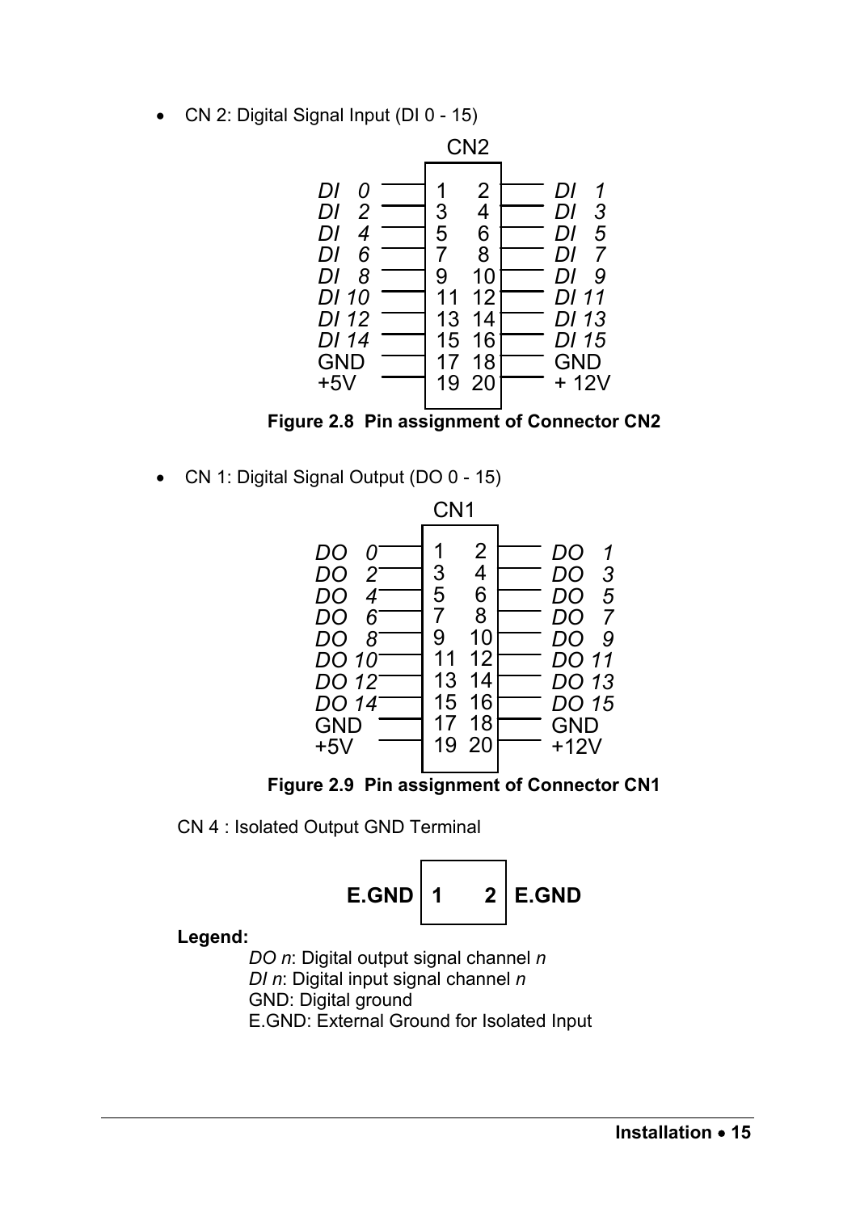- CN 2: Digital Signal Input (DI 0 - 15)

CN2

| Signal | Pin | Pin | Signal |
|---|---|---|---|
| *DI 0* | 1 | 2 | *DI 1* |
| *DI 2* | 3 | 4 | *DI 3* |
| *DI 4* | 5 | 6 | *DI 5* |
| *DI 6* | 7 | 8 | *DI 7* |
| *DI 8* | 9 | 10 | *DI 9* |
| *DI 10* | 11 | 12 | *DI 11* |
| *DI 12* | 13 | 14 | *DI 13* |
| *DI 14* | 15 | 16 | *DI 15* |
| GND | 17 | 18 | GND |
| +5V | 19 | 20 | + 12V |

**Figure 2.8 Pin assignment of Connector CN2**

- CN 1: Digital Signal Output (DO 0 - 15)

CN1

| Signal | Pin | Pin | Signal |
|---|---|---|---|
| *DO 0* | 1 | 2 | *DO 1* |
| *DO 2* | 3 | 4 | *DO 3* |
| *DO 4* | 5 | 6 | *DO 5* |
| *DO 6* | 7 | 8 | *DO 7* |
| *DO 8* | 9 | 10 | *DO 9* |
| *DO 10* | 11 | 12 | *DO 11* |
| *DO 12* | 13 | 14 | *DO 13* |
| *DO 14* | 15 | 16 | *DO 15* |
| GND | 17 | 18 | GND |
| +5V | 19 | 20 | +12V |

**Figure 2.9 Pin assignment of Connector CN1**

CN 4 : Isolated Output GND Terminal

| Signal | Pin | Pin | Signal |
|---|---|---|---|
| **E.GND** | **1** | **2** | **E.GND** |

**Legend:**

*DO n*: Digital output signal channel *n*
*DI n*: Digital input signal channel *n*
GND: Digital ground
E.GND: External Ground for Isolated Input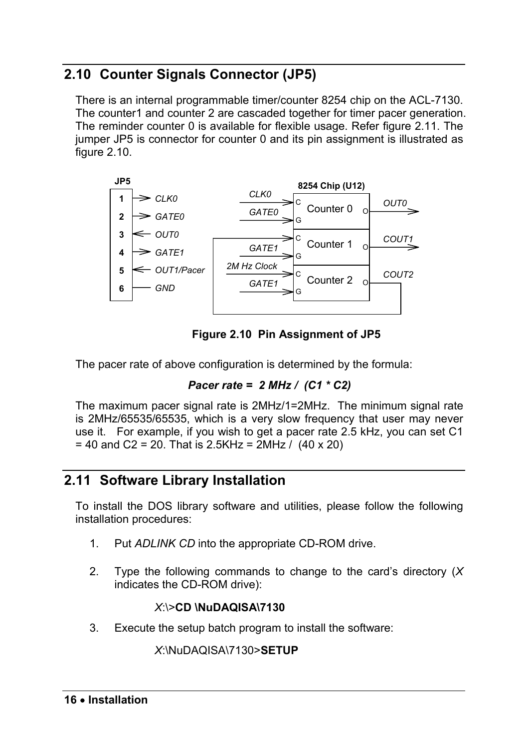## 2.10 Counter Signals Connector (JP5)

There is an internal programmable timer/counter 8254 chip on the ACL-7130. The counter1 and counter 2 are cascaded together for timer pacer generation. The reminder counter 0 is available for flexible usage. Refer figure 2.11. The jumper JP5 is connector for counter 0 and its pin assignment is illustrated as figure 2.10.

| JP5 | Signal |
|---|---|
| 1 | CLK0 |
| 2 | GATE0 |
| 3 | OUT0 |
| 4 | GATE1 |
| 5 | OUT1/Pacer |
| 6 | GND |

**Figure 2.10 Pin Assignment of JP5**

The pacer rate of above configuration is determined by the formula:

***Pacer rate = 2 MHz / (C1 * C2)***

The maximum pacer signal rate is 2MHz/1=2MHz. The minimum signal rate is 2MHz/65535/65535, which is a very slow frequency that user may never use it. For example, if you wish to get a pacer rate 2.5 kHz, you can set C1 = 40 and C2 = 20. That is 2.5KHz = 2MHz / (40 x 20)

## 2.11 Software Library Installation

To install the DOS library software and utilities, please follow the following installation procedures:

1. Put *ADLINK CD* into the appropriate CD-ROM drive.

2. Type the following commands to change to the card's directory (*X* indicates the CD-ROM drive):

   *X*:\>**CD \NuDAQISA\7130**

3. Execute the setup batch program to install the software:

   *X*:\NuDAQISA\7130>**SETUP**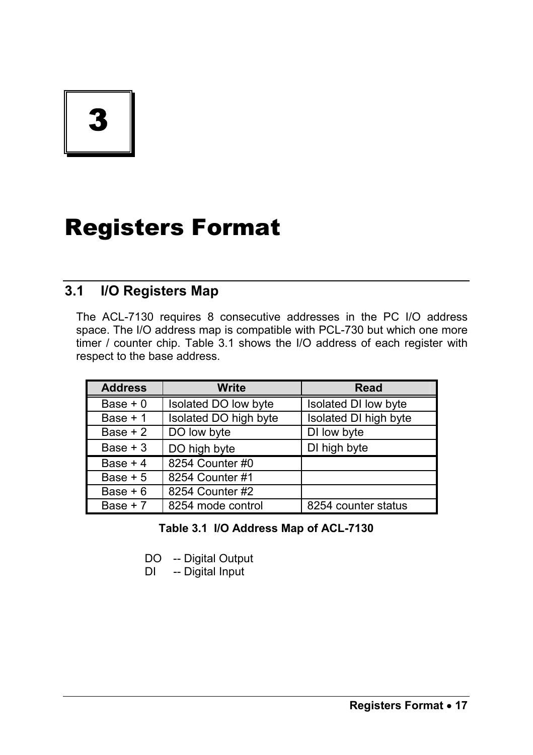# 3

# Registers Format

## 3.1 I/O Registers Map

The ACL-7130 requires 8 consecutive addresses in the PC I/O address space. The I/O address map is compatible with PCL-730 but which one more timer / counter chip. Table 3.1 shows the I/O address of each register with respect to the base address.

| Address | Write | Read |
|---|---|---|
| Base + 0 | Isolated DO low byte | Isolated DI low byte |
| Base + 1 | Isolated DO high byte | Isolated DI high byte |
| Base + 2 | DO low byte | DI low byte |
| Base + 3 | DO high byte | DI high byte |
| Base + 4 | 8254 Counter #0 | |
| Base + 5 | 8254 Counter #1 | |
| Base + 6 | 8254 Counter #2 | |
| Base + 7 | 8254 mode control | 8254 counter status |

**Table 3.1 I/O Address Map of ACL-7130**

DO -- Digital Output
DI -- Digital Input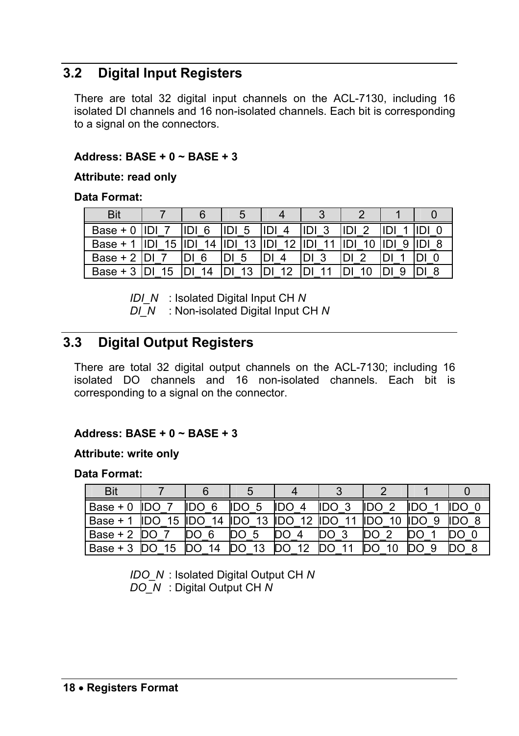## 3.2 Digital Input Registers

There are total 32 digital input channels on the ACL-7130, including 16 isolated DI channels and 16 non-isolated channels. Each bit is corresponding to a signal on the connectors.

**Address: BASE + 0 ~ BASE + 3**

**Attribute: read only**

**Data Format:**

| Bit | 7 | 6 | 5 | 4 | 3 | 2 | 1 | 0 |
|---|---|---|---|---|---|---|---|---|
| Base + 0 | IDI_7 | IDI_6 | IDI_5 | IDI_4 | IDI_3 | IDI_2 | IDI_1 | IDI_0 |
| Base + 1 | IDI_15 | IDI_14 | IDI_13 | IDI_12 | IDI_11 | IDI_10 | IDI_9 | IDI_8 |
| Base + 2 | DI_7 | DI_6 | DI_5 | DI_4 | DI_3 | DI_2 | DI_1 | DI_0 |
| Base + 3 | DI_15 | DI_14 | DI_13 | DI_12 | DI_11 | DI_10 | DI_9 | DI_8 |

*IDI_N* : Isolated Digital Input CH *N*
*DI_N* : Non-isolated Digital Input CH *N*

## 3.3 Digital Output Registers

There are total 32 digital output channels on the ACL-7130; including 16 isolated DO channels and 16 non-isolated channels. Each bit is corresponding to a signal on the connector.

**Address: BASE + 0 ~ BASE + 3**

**Attribute: write only**

**Data Format:**

| Bit | 7 | 6 | 5 | 4 | 3 | 2 | 1 | 0 |
|---|---|---|---|---|---|---|---|---|
| Base + 0 | IDO_7 | IDO_6 | IDO_5 | IDO_4 | IDO_3 | IDO_2 | IDO_1 | IDO_0 |
| Base + 1 | IDO_15 | IDO_14 | IDO_13 | IDO_12 | IDO_11 | IDO_10 | IDO_9 | IDO_8 |
| Base + 2 | DO_7 | DO_6 | DO_5 | DO_4 | DO_3 | DO_2 | DO_1 | DO_0 |
| Base + 3 | DO_15 | DO_14 | DO_13 | DO_12 | DO_11 | DO_10 | DO_9 | DO_8 |

*IDO_N* : Isolated Digital Output CH *N*
*DO_N* : Digital Output CH *N*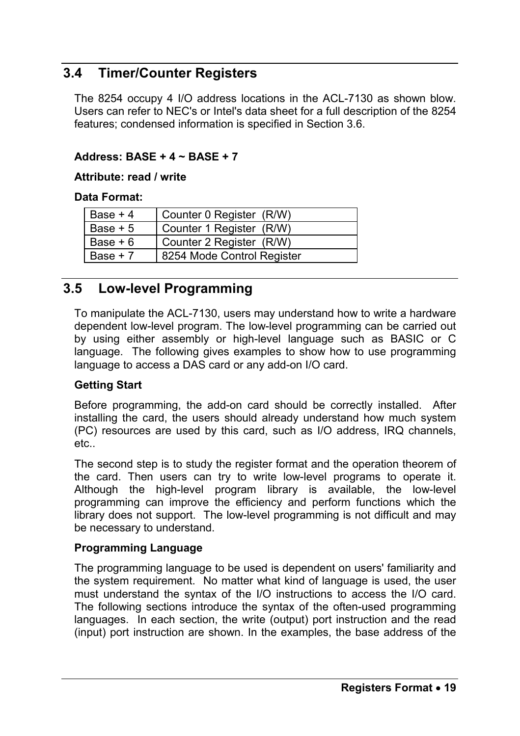## 3.4 Timer/Counter Registers

The 8254 occupy 4 I/O address locations in the ACL-7130 as shown blow. Users can refer to NEC's or Intel's data sheet for a full description of the 8254 features; condensed information is specified in Section 3.6.

**Address: BASE + 4 ~ BASE + 7**

**Attribute: read / write**

**Data Format:**

| | |
|---|---|
| Base + 4 | Counter 0 Register (R/W) |
| Base + 5 | Counter 1 Register (R/W) |
| Base + 6 | Counter 2 Register (R/W) |
| Base + 7 | 8254 Mode Control Register |

## 3.5 Low-level Programming

To manipulate the ACL-7130, users may understand how to write a hardware dependent low-level program. The low-level programming can be carried out by using either assembly or high-level language such as BASIC or C language. The following gives examples to show how to use programming language to access a DAS card or any add-on I/O card.

**Getting Start**

Before programming, the add-on card should be correctly installed. After installing the card, the users should already understand how much system (PC) resources are used by this card, such as I/O address, IRQ channels, etc..

The second step is to study the register format and the operation theorem of the card. Then users can try to write low-level programs to operate it. Although the high-level program library is available, the low-level programming can improve the efficiency and perform functions which the library does not support. The low-level programming is not difficult and may be necessary to understand.

**Programming Language**

The programming language to be used is dependent on users' familiarity and the system requirement. No matter what kind of language is used, the user must understand the syntax of the I/O instructions to access the I/O card. The following sections introduce the syntax of the often-used programming languages. In each section, the write (output) port instruction and the read (input) port instruction are shown. In the examples, the base address of the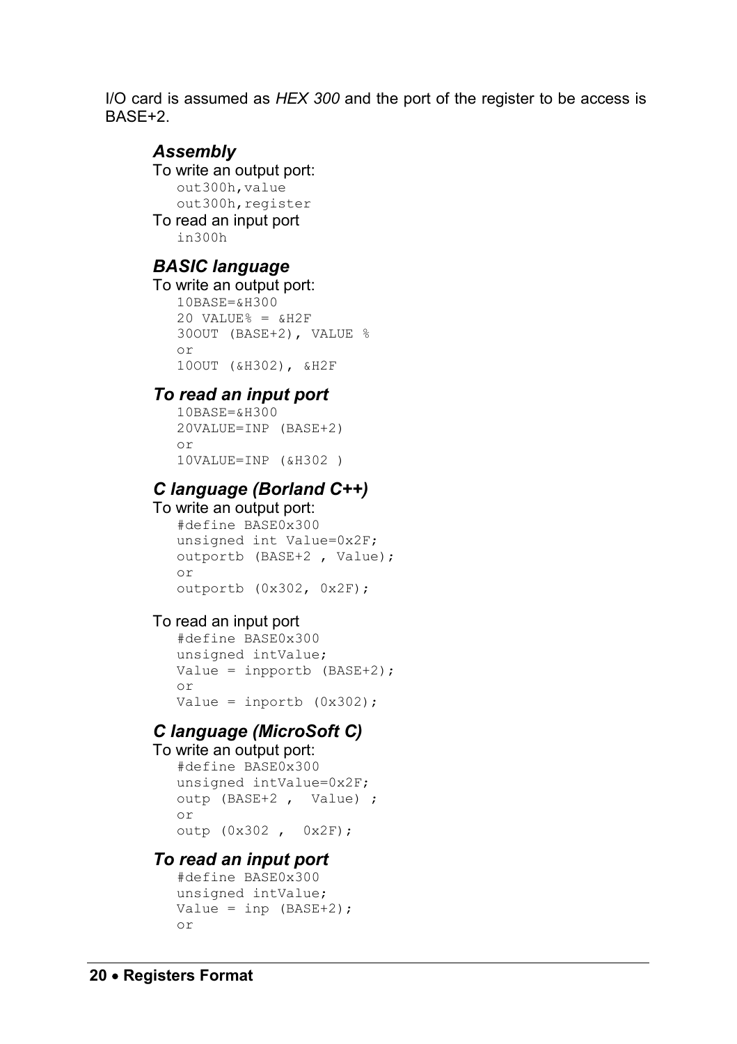I/O card is assumed as *HEX 300* and the port of the register to be access is BASE+2.

### *Assembly*

To write an output port:

```
out300h,value
out300h,register
```

To read an input port

```
in300h
```

### *BASIC language*

To write an output port:

```
10BASE=&H300
20 VALUE% = &H2F
30OUT (BASE+2), VALUE %
or
10OUT (&H302), &H2F
```

### *To read an input port*

```
10BASE=&H300
20VALUE=INP (BASE+2)
or
10VALUE=INP (&H302 )
```

### *C language (Borland C++)*

To write an output port:

```
#define BASE0x300
unsigned int Value=0x2F;
outportb (BASE+2 , Value);
or
outportb (0x302, 0x2F);
```

To read an input port

```
#define BASE0x300
unsigned intValue;
Value = inpportb (BASE+2);
or
Value = inportb (0x302);
```

### *C language (MicroSoft C)*

To write an output port:

```
#define BASE0x300
unsigned intValue=0x2F;
outp (BASE+2 ,  Value) ;
or
outp (0x302 ,  0x2F);
```

### *To read an input port*

```
#define BASE0x300
unsigned intValue;
Value = inp (BASE+2);
or
```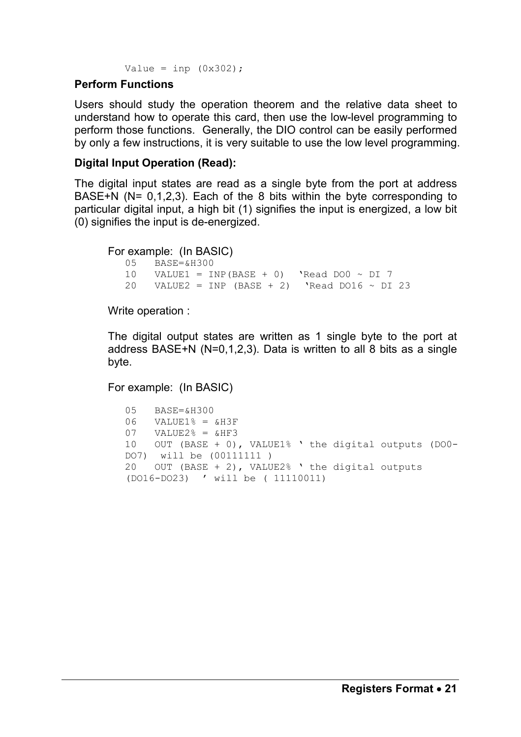```
Value = inp (0x302);
```

**Perform Functions**

Users should study the operation theorem and the relative data sheet to understand how to operate this card, then use the low-level programming to perform those functions. Generally, the DIO control can be easily performed by only a few instructions, it is very suitable to use the low level programming.

**Digital Input Operation (Read):**

The digital input states are read as a single byte from the port at address BASE+N (N= 0,1,2,3). Each of the 8 bits within the byte corresponding to particular digital input, a high bit (1) signifies the input is energized, a low bit (0) signifies the input is de-energized.

For example: (In BASIC)

```
05   BASE=&H300
10   VALUE1 = INP(BASE + 0)  'Read DO0 ~ DI 7
20   VALUE2 = INP (BASE + 2)  'Read DO16 ~ DI 23
```

Write operation :

The digital output states are written as 1 single byte to the port at address BASE+N (N=0,1,2,3). Data is written to all 8 bits as a single byte.

For example: (In BASIC)

```
05   BASE=&H300
06   VALUE1% = &H3F
07   VALUE2% = &HF3
10   OUT (BASE + 0), VALUE1% ' the digital outputs (DO0-
DO7)  will be (00111111 )
20   OUT (BASE + 2), VALUE2% ' the digital outputs
(DO16-DO23)  ' will be ( 11110011)
```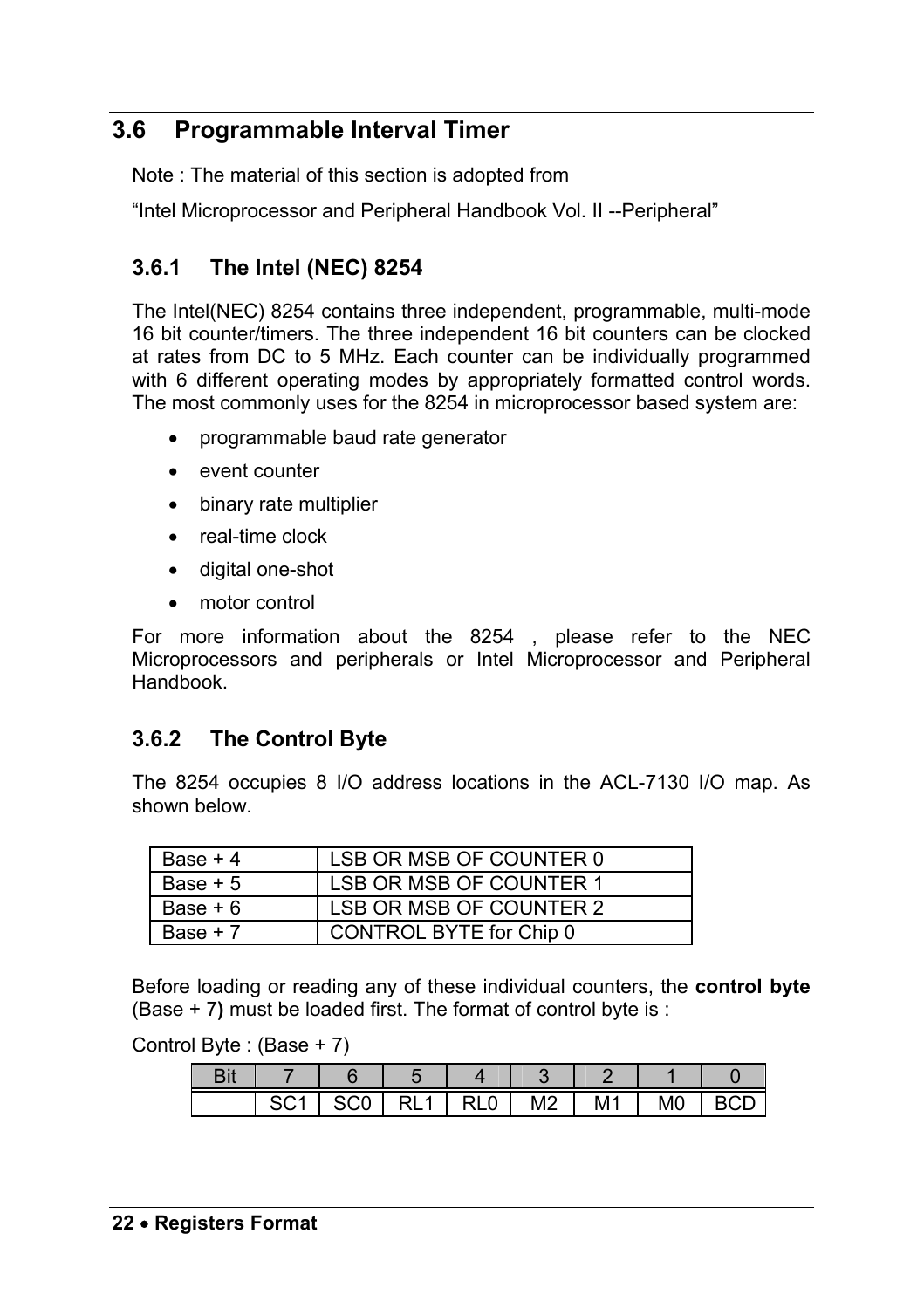## 3.6 Programmable Interval Timer

Note : The material of this section is adopted from

“Intel Microprocessor and Peripheral Handbook Vol. II --Peripheral”

### 3.6.1 The Intel (NEC) 8254

The Intel(NEC) 8254 contains three independent, programmable, multi-mode 16 bit counter/timers. The three independent 16 bit counters can be clocked at rates from DC to 5 MHz. Each counter can be individually programmed with 6 different operating modes by appropriately formatted control words. The most commonly uses for the 8254 in microprocessor based system are:

- programmable baud rate generator
- event counter
- binary rate multiplier
- real-time clock
- digital one-shot
- motor control

For more information about the 8254 , please refer to the NEC Microprocessors and peripherals or Intel Microprocessor and Peripheral Handbook.

### 3.6.2 The Control Byte

The 8254 occupies 8 I/O address locations in the ACL-7130 I/O map. As shown below.

| | |
|---|---|
| Base + 4 | LSB OR MSB OF COUNTER 0 |
| Base + 5 | LSB OR MSB OF COUNTER 1 |
| Base + 6 | LSB OR MSB OF COUNTER 2 |
| Base + 7 | CONTROL BYTE for Chip 0 |

Before loading or reading any of these individual counters, the **control byte** (Base + 7**)** must be loaded first. The format of control byte is :

Control Byte : (Base + 7)

| Bit | 7 | 6 | 5 | 4 | 3 | 2 | 1 | 0 |
|---|---|---|---|---|---|---|---|---|
| | SC1 | SC0 | RL1 | RL0 | M2 | M1 | M0 | BCD |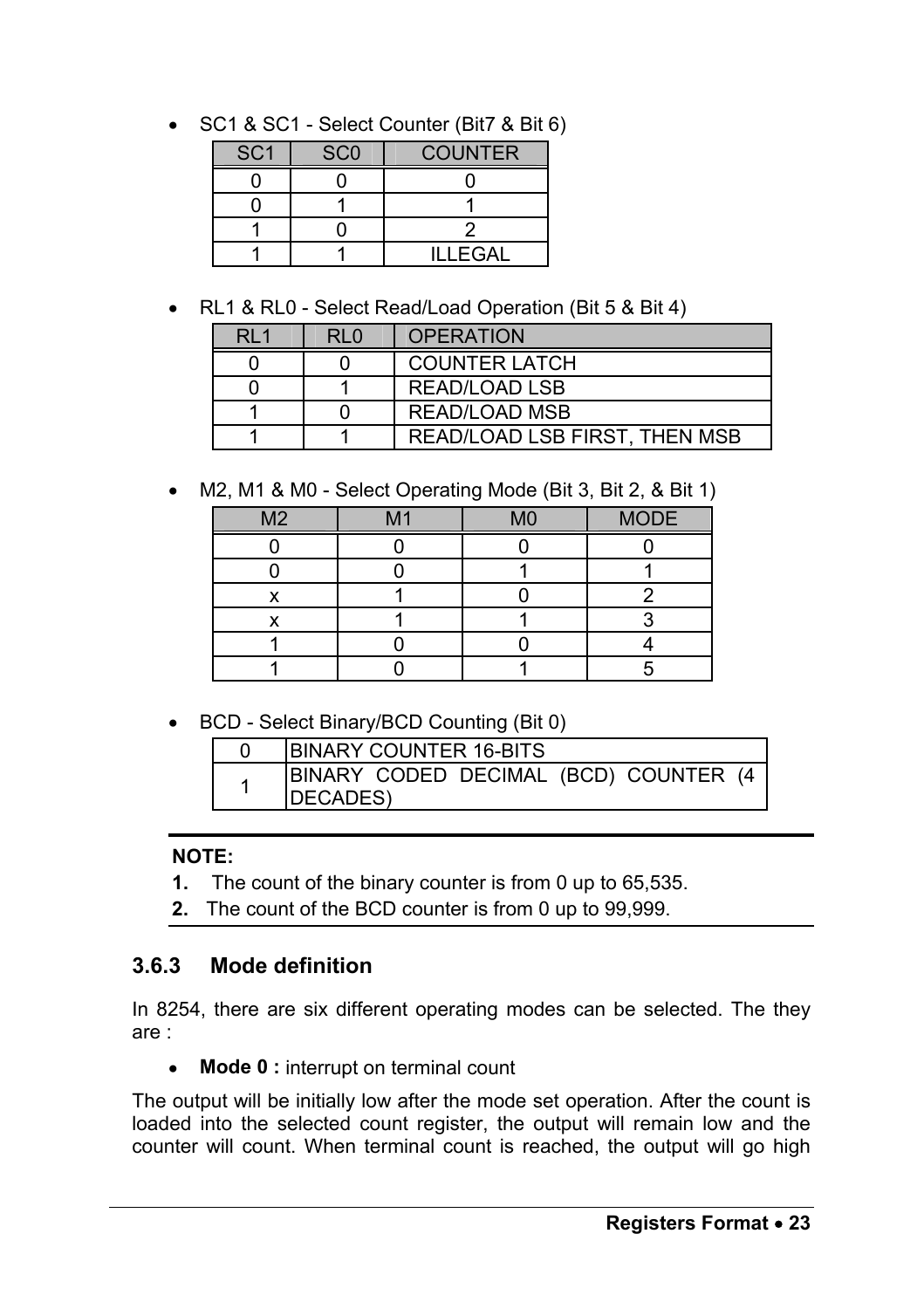- SC1 & SC1 - Select Counter (Bit7 & Bit 6)

| SC1 | SC0 | COUNTER |
|---|---|---|
| 0 | 0 | 0 |
| 0 | 1 | 1 |
| 1 | 0 | 2 |
| 1 | 1 | ILLEGAL |

- RL1 & RL0 - Select Read/Load Operation (Bit 5 & Bit 4)

| RL1 | RL0 | OPERATION |
|---|---|---|
| 0 | 0 | COUNTER LATCH |
| 0 | 1 | READ/LOAD LSB |
| 1 | 0 | READ/LOAD MSB |
| 1 | 1 | READ/LOAD LSB FIRST, THEN MSB |

- M2, M1 & M0 - Select Operating Mode (Bit 3, Bit 2, & Bit 1)

| M2 | M1 | M0 | MODE |
|---|---|---|---|
| 0 | 0 | 0 | 0 |
| 0 | 0 | 1 | 1 |
| x | 1 | 0 | 2 |
| x | 1 | 1 | 3 |
| 1 | 0 | 0 | 4 |
| 1 | 0 | 1 | 5 |

- BCD - Select Binary/BCD Counting (Bit 0)

| | |
|---|---|
| 0 | BINARY COUNTER 16-BITS |
| 1 | BINARY CODED DECIMAL (BCD) COUNTER (4 DECADES) |

**NOTE:**

**1.** The count of the binary counter is from 0 up to 65,535.

**2.** The count of the BCD counter is from 0 up to 99,999.

### 3.6.3 Mode definition

In 8254, there are six different operating modes can be selected. The they are :

- **Mode 0 :** interrupt on terminal count

The output will be initially low after the mode set operation. After the count is loaded into the selected count register, the output will remain low and the counter will count. When terminal count is reached, the output will go high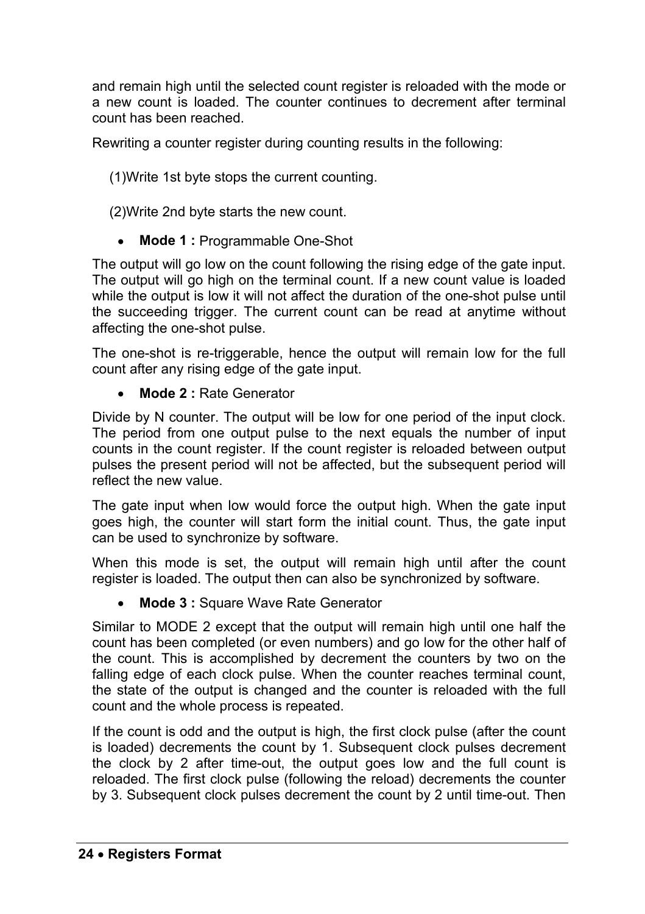and remain high until the selected count register is reloaded with the mode or a new count is loaded. The counter continues to decrement after terminal count has been reached.

Rewriting a counter register during counting results in the following:

(1)Write 1st byte stops the current counting.

(2)Write 2nd byte starts the new count.

- **Mode 1 :** Programmable One-Shot

The output will go low on the count following the rising edge of the gate input. The output will go high on the terminal count. If a new count value is loaded while the output is low it will not affect the duration of the one-shot pulse until the succeeding trigger. The current count can be read at anytime without affecting the one-shot pulse.

The one-shot is re-triggerable, hence the output will remain low for the full count after any rising edge of the gate input.

- **Mode 2 :** Rate Generator

Divide by N counter. The output will be low for one period of the input clock. The period from one output pulse to the next equals the number of input counts in the count register. If the count register is reloaded between output pulses the present period will not be affected, but the subsequent period will reflect the new value.

The gate input when low would force the output high. When the gate input goes high, the counter will start form the initial count. Thus, the gate input can be used to synchronize by software.

When this mode is set, the output will remain high until after the count register is loaded. The output then can also be synchronized by software.

- **Mode 3 :** Square Wave Rate Generator

Similar to MODE 2 except that the output will remain high until one half the count has been completed (or even numbers) and go low for the other half of the count. This is accomplished by decrement the counters by two on the falling edge of each clock pulse. When the counter reaches terminal count, the state of the output is changed and the counter is reloaded with the full count and the whole process is repeated.

If the count is odd and the output is high, the first clock pulse (after the count is loaded) decrements the count by 1. Subsequent clock pulses decrement the clock by 2 after time-out, the output goes low and the full count is reloaded. The first clock pulse (following the reload) decrements the counter by 3. Subsequent clock pulses decrement the count by 2 until time-out. Then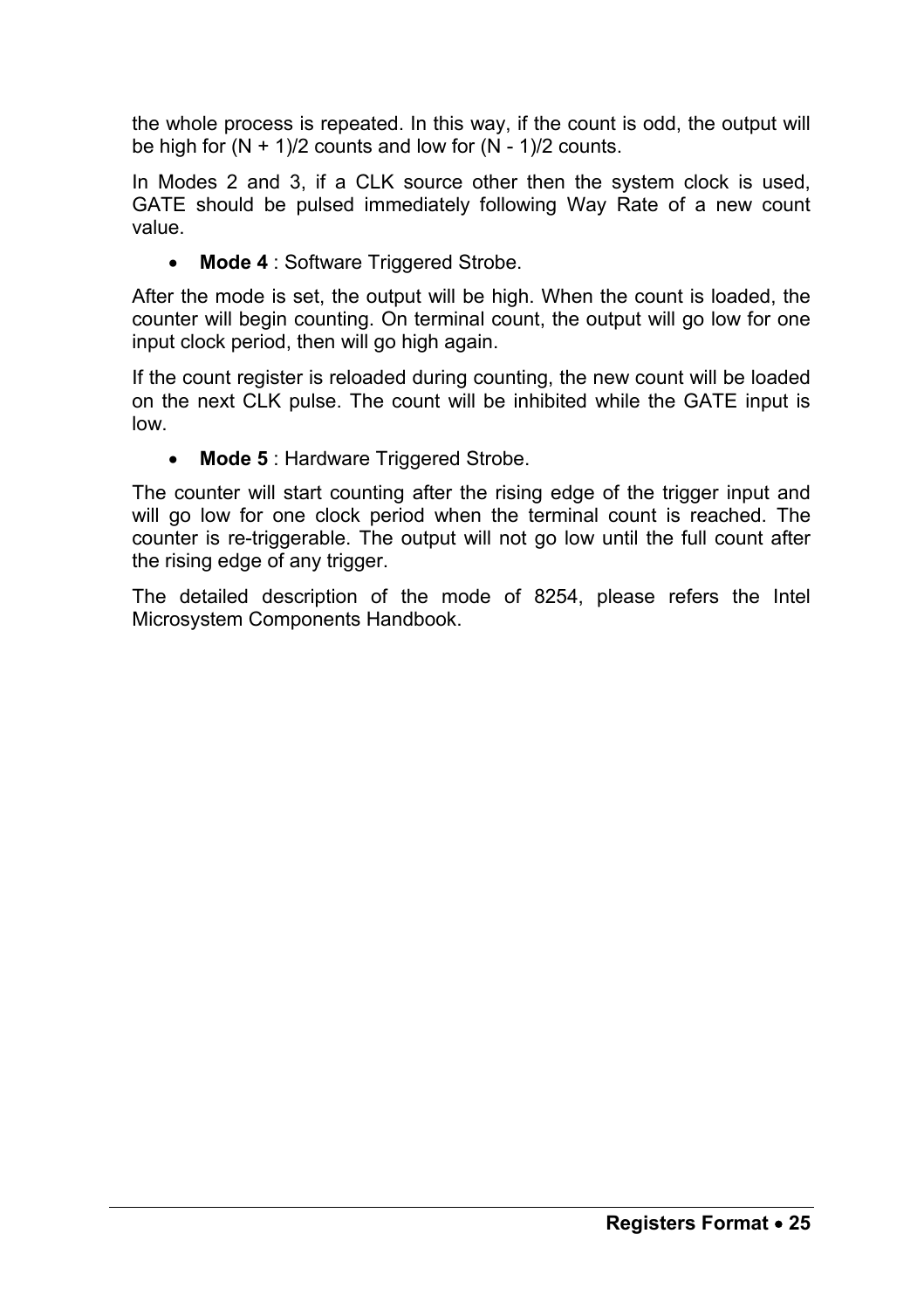the whole process is repeated. In this way, if the count is odd, the output will be high for (N + 1)/2 counts and low for (N - 1)/2 counts.

In Modes 2 and 3, if a CLK source other then the system clock is used, GATE should be pulsed immediately following Way Rate of a new count value.

- **Mode 4** : Software Triggered Strobe.

After the mode is set, the output will be high. When the count is loaded, the counter will begin counting. On terminal count, the output will go low for one input clock period, then will go high again.

If the count register is reloaded during counting, the new count will be loaded on the next CLK pulse. The count will be inhibited while the GATE input is low.

- **Mode 5** : Hardware Triggered Strobe.

The counter will start counting after the rising edge of the trigger input and will go low for one clock period when the terminal count is reached. The counter is re-triggerable. The output will not go low until the full count after the rising edge of any trigger.

The detailed description of the mode of 8254, please refers the Intel Microsystem Components Handbook.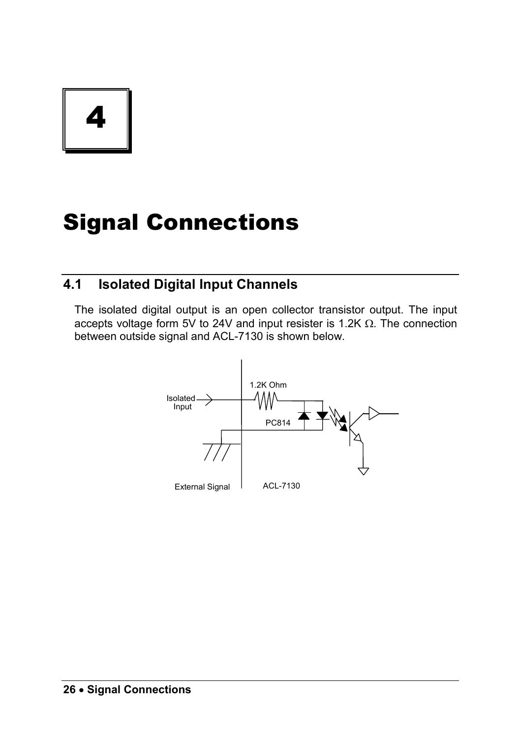# 4

# Signal Connections

## 4.1 Isolated Digital Input Channels

The isolated digital output is an open collector transistor output. The input accepts voltage form 5V to 24V and input resister is 1.2K Ω. The connection between outside signal and ACL-7130 is shown below.

Isolated Input

1.2K Ohm

PC814

External Signal

ACL-7130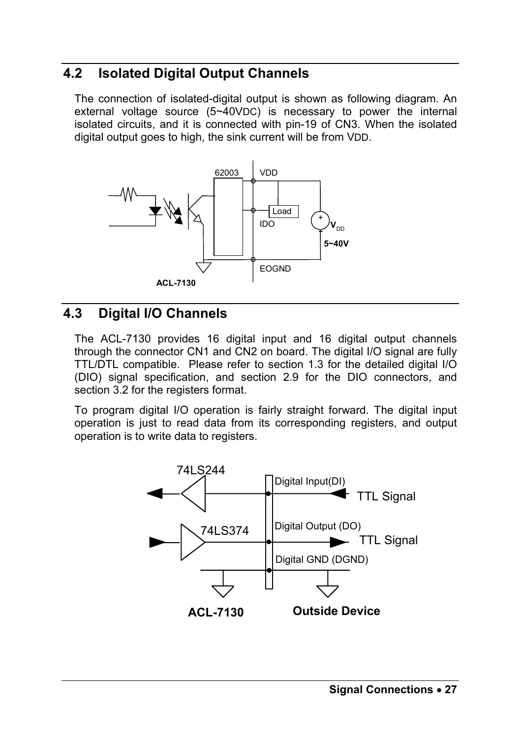## 4.2 Isolated Digital Output Channels

The connection of isolated-digital output is shown as following diagram. An external voltage source (5~40VDC) is necessary to power the internal isolated circuits, and it is connected with pin-19 of CN3. When the isolated digital output goes to high, the sink current will be from VDD.

## 4.3 Digital I/O Channels

The ACL-7130 provides 16 digital input and 16 digital output channels through the connector CN1 and CN2 on board. The digital I/O signal are fully TTL/DTL compatible. Please refer to section 1.3 for the detailed digital I/O (DIO) signal specification, and section 2.9 for the DIO connectors, and section 3.2 for the registers format.

To program digital I/O operation is fairly straight forward. The digital input operation is just to read data from its corresponding registers, and output operation is to write data to registers.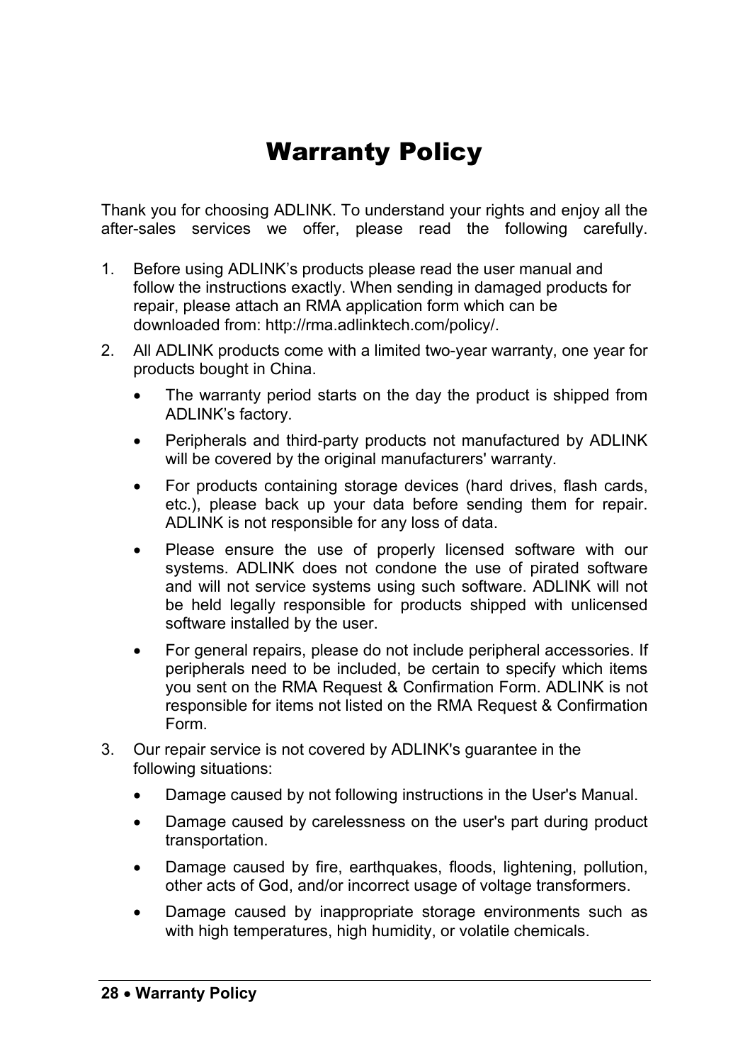# Warranty Policy

Thank you for choosing ADLINK. To understand your rights and enjoy all the after-sales services we offer, please read the following carefully.

1. Before using ADLINK's products please read the user manual and follow the instructions exactly. When sending in damaged products for repair, please attach an RMA application form which can be downloaded from: http://rma.adlinktech.com/policy/.
2. All ADLINK products come with a limited two-year warranty, one year for products bought in China.
   - The warranty period starts on the day the product is shipped from ADLINK's factory.
   - Peripherals and third-party products not manufactured by ADLINK will be covered by the original manufacturers' warranty.
   - For products containing storage devices (hard drives, flash cards, etc.), please back up your data before sending them for repair. ADLINK is not responsible for any loss of data.
   - Please ensure the use of properly licensed software with our systems. ADLINK does not condone the use of pirated software and will not service systems using such software. ADLINK will not be held legally responsible for products shipped with unlicensed software installed by the user.
   - For general repairs, please do not include peripheral accessories. If peripherals need to be included, be certain to specify which items you sent on the RMA Request & Confirmation Form. ADLINK is not responsible for items not listed on the RMA Request & Confirmation Form.
3. Our repair service is not covered by ADLINK's guarantee in the following situations:
   - Damage caused by not following instructions in the User's Manual.
   - Damage caused by carelessness on the user's part during product transportation.
   - Damage caused by fire, earthquakes, floods, lightening, pollution, other acts of God, and/or incorrect usage of voltage transformers.
   - Damage caused by inappropriate storage environments such as with high temperatures, high humidity, or volatile chemicals.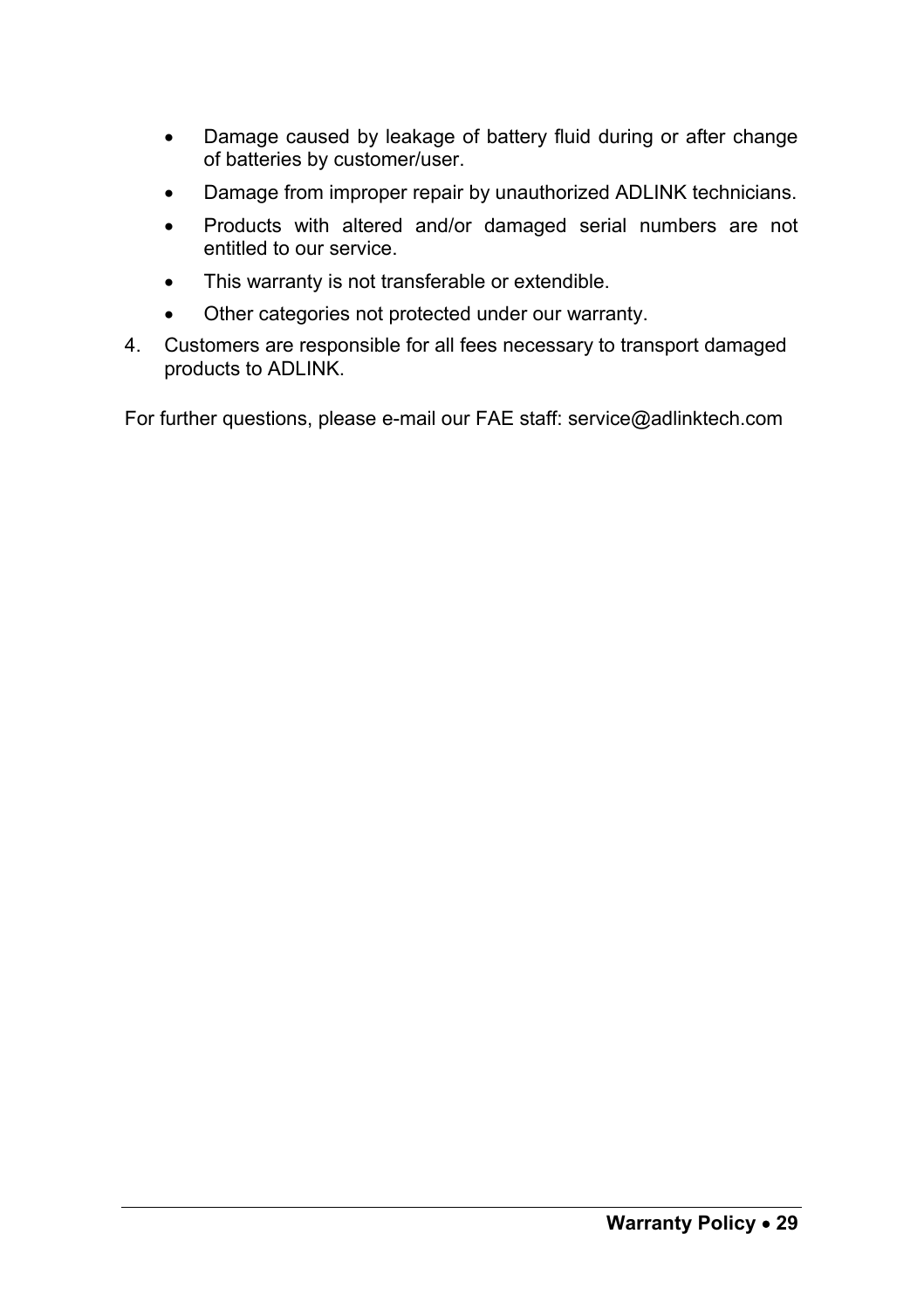- Damage caused by leakage of battery fluid during or after change of batteries by customer/user.
- Damage from improper repair by unauthorized ADLINK technicians.
- Products with altered and/or damaged serial numbers are not entitled to our service.
- This warranty is not transferable or extendible.
- Other categories not protected under our warranty.

4. Customers are responsible for all fees necessary to transport damaged products to ADLINK.

For further questions, please e-mail our FAE staff: service@adlinktech.com